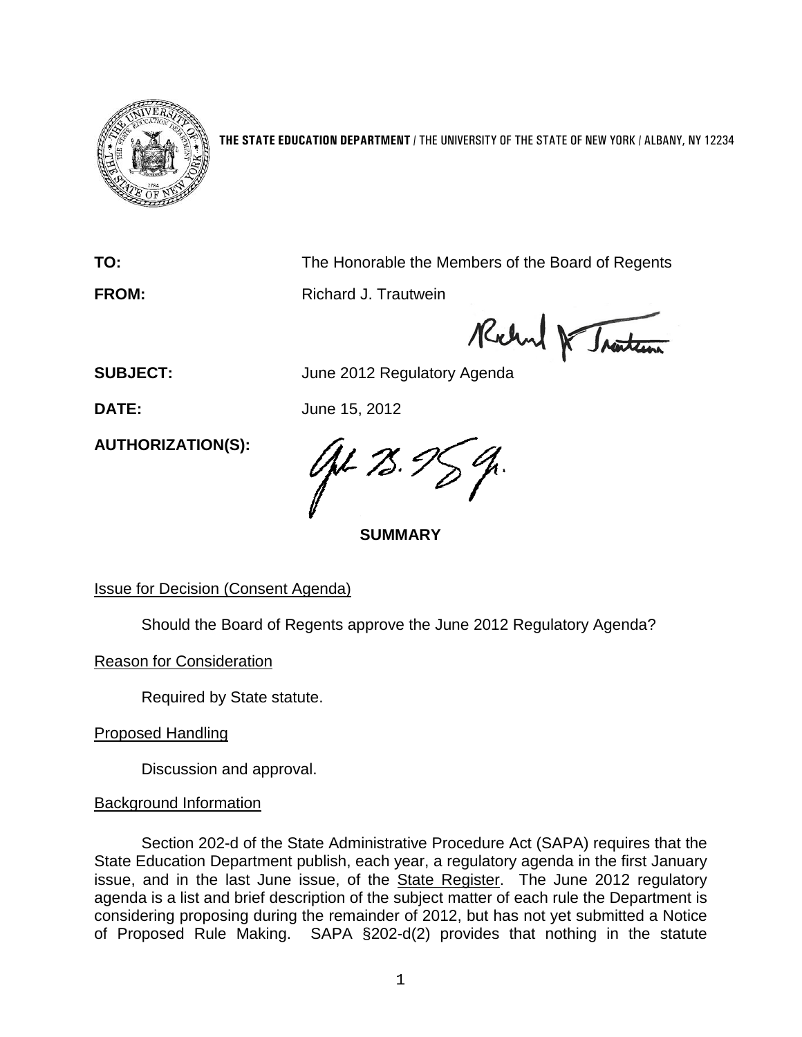**THE STATE EDUCATION DEPARTMENT** / THE UNIVERSITY OF THE STATE OF NEW YORK / ALBANY, NY 12234

**TO:** The Honorable the Members of the Board of Regents

**FROM:** Richard J. Trautwein

**SUBJECT:** June 2012 Regulatory Agenda

**DATE:** June 15, 2012

**AUTHORIZATION(S):**

**SUMMARY**

Issue for Decision (Consent Agenda)

Should the Board of Regents approve the June 2012 Regulatory Agenda?

Reason for Consideration

Required by State statute.

Proposed Handling

Discussion and approval.

Background Information

Section 202-d of the State Administrative Procedure Act (SAPA) requires that the State Education Department publish, each year, a regulatory agenda in the first January issue, and in the last June issue, of the State Register. The June 2012 regulatory agenda is a list and brief description of the subject matter of each rule the Department is considering proposing during the remainder of 2012, but has not yet submitted a Notice of Proposed Rule Making. SAPA §202-d(2) provides that nothing in the statute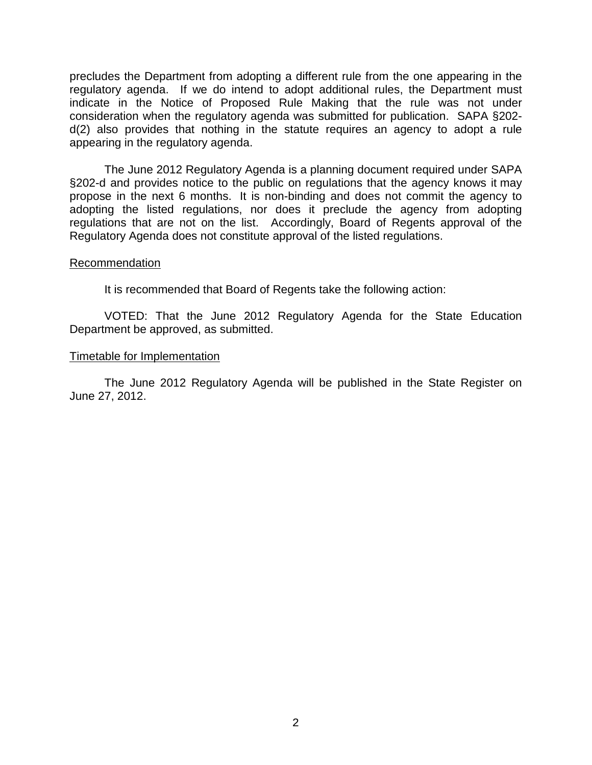precludes the Department from adopting a different rule from the one appearing in the regulatory agenda. If we do intend to adopt additional rules, the Department must indicate in the Notice of Proposed Rule Making that the rule was not under consideration when the regulatory agenda was submitted for publication. SAPA §202-d(2) also provides that nothing in the statute requires an agency to adopt a rule appearing in the regulatory agenda.

The June 2012 Regulatory Agenda is a planning document required under SAPA §202-d and provides notice to the public on regulations that the agency knows it may propose in the next 6 months. It is non-binding and does not commit the agency to adopting the listed regulations, nor does it preclude the agency from adopting regulations that are not on the list. Accordingly, Board of Regents approval of the Regulatory Agenda does not constitute approval of the listed regulations.

<u>Recommendation</u>

It is recommended that Board of Regents take the following action:

VOTED: That the June 2012 Regulatory Agenda for the State Education Department be approved, as submitted.

<u>Timetable for Implementation</u>

The June 2012 Regulatory Agenda will be published in the State Register on June 27, 2012.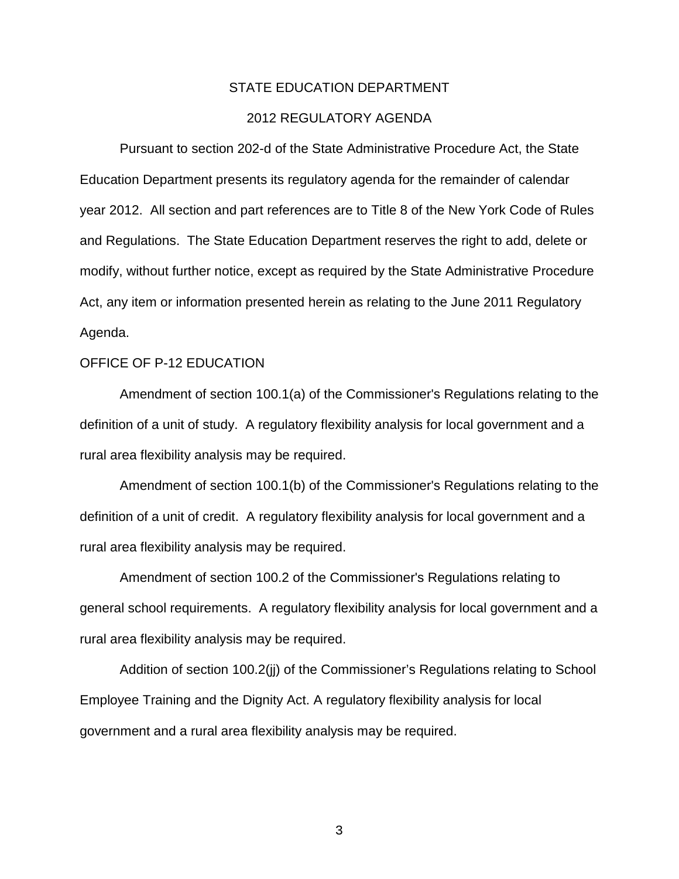# STATE EDUCATION DEPARTMENT

## 2012 REGULATORY AGENDA

Pursuant to section 202-d of the State Administrative Procedure Act, the State Education Department presents its regulatory agenda for the remainder of calendar year 2012. All section and part references are to Title 8 of the New York Code of Rules and Regulations. The State Education Department reserves the right to add, delete or modify, without further notice, except as required by the State Administrative Procedure Act, any item or information presented herein as relating to the June 2011 Regulatory Agenda.

### OFFICE OF P-12 EDUCATION

Amendment of section 100.1(a) of the Commissioner's Regulations relating to the definition of a unit of study. A regulatory flexibility analysis for local government and a rural area flexibility analysis may be required.

Amendment of section 100.1(b) of the Commissioner's Regulations relating to the definition of a unit of credit. A regulatory flexibility analysis for local government and a rural area flexibility analysis may be required.

Amendment of section 100.2 of the Commissioner's Regulations relating to general school requirements. A regulatory flexibility analysis for local government and a rural area flexibility analysis may be required.

Addition of section 100.2(jj) of the Commissioner's Regulations relating to School Employee Training and the Dignity Act. A regulatory flexibility analysis for local government and a rural area flexibility analysis may be required.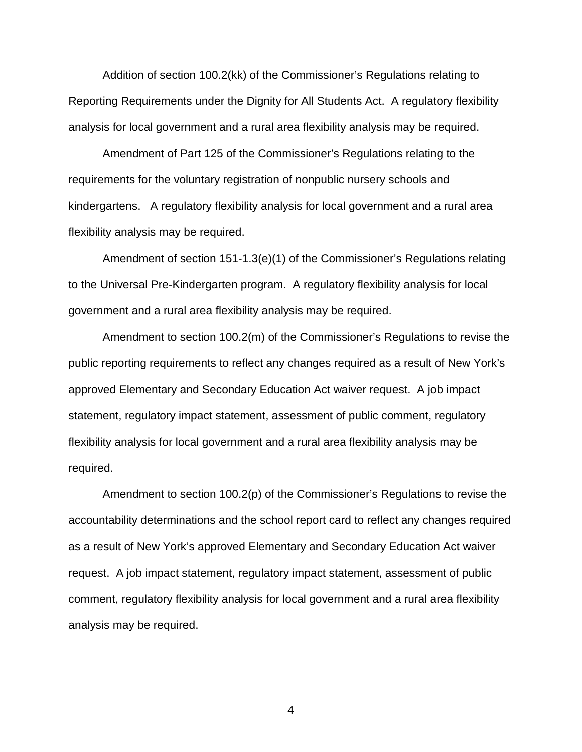Addition of section 100.2(kk) of the Commissioner's Regulations relating to Reporting Requirements under the Dignity for All Students Act. A regulatory flexibility analysis for local government and a rural area flexibility analysis may be required.

Amendment of Part 125 of the Commissioner's Regulations relating to the requirements for the voluntary registration of nonpublic nursery schools and kindergartens. A regulatory flexibility analysis for local government and a rural area flexibility analysis may be required.

Amendment of section 151-1.3(e)(1) of the Commissioner's Regulations relating to the Universal Pre-Kindergarten program. A regulatory flexibility analysis for local government and a rural area flexibility analysis may be required.

Amendment to section 100.2(m) of the Commissioner's Regulations to revise the public reporting requirements to reflect any changes required as a result of New York's approved Elementary and Secondary Education Act waiver request. A job impact statement, regulatory impact statement, assessment of public comment, regulatory flexibility analysis for local government and a rural area flexibility analysis may be required.

Amendment to section 100.2(p) of the Commissioner's Regulations to revise the accountability determinations and the school report card to reflect any changes required as a result of New York's approved Elementary and Secondary Education Act waiver request. A job impact statement, regulatory impact statement, assessment of public comment, regulatory flexibility analysis for local government and a rural area flexibility analysis may be required.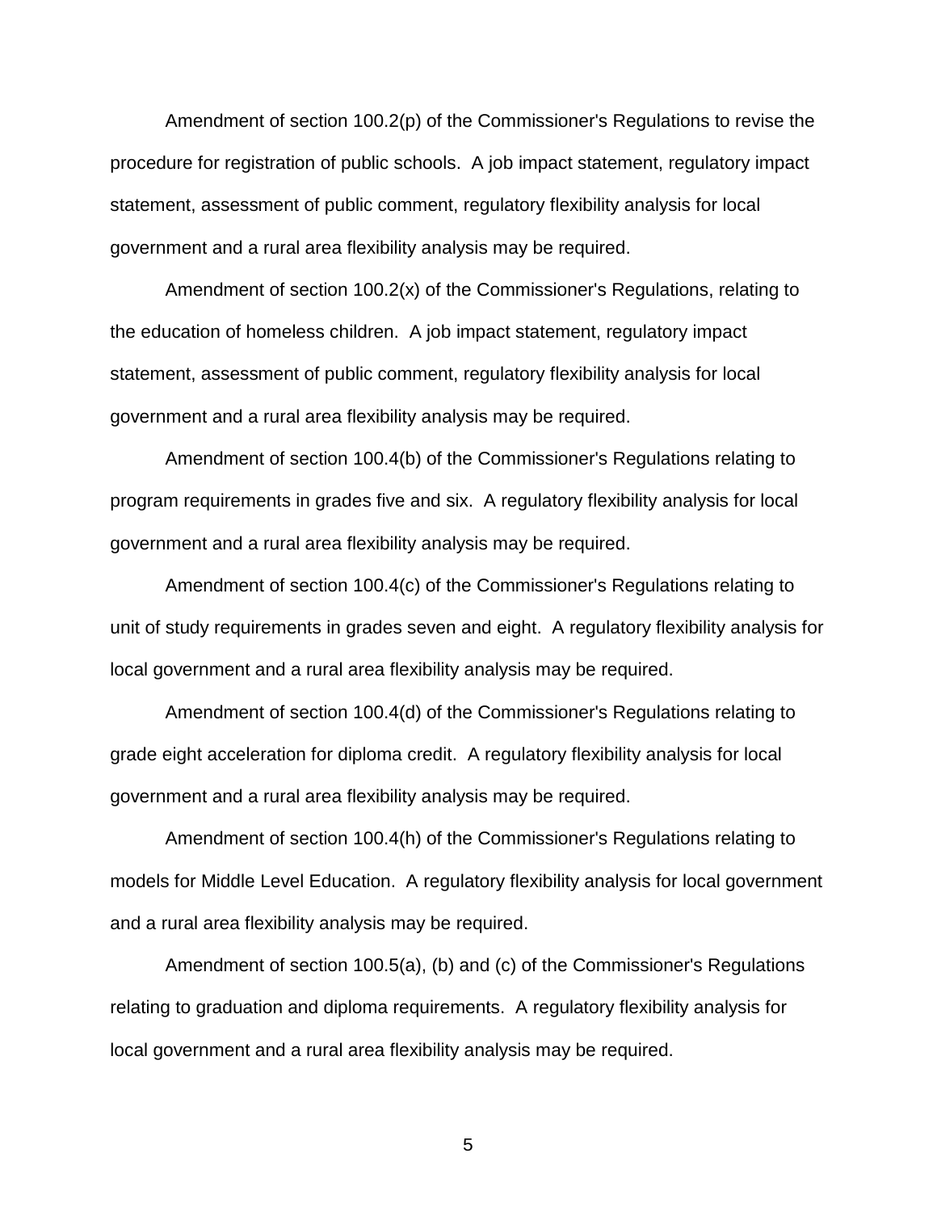Amendment of section 100.2(p) of the Commissioner's Regulations to revise the procedure for registration of public schools. A job impact statement, regulatory impact statement, assessment of public comment, regulatory flexibility analysis for local government and a rural area flexibility analysis may be required.

Amendment of section 100.2(x) of the Commissioner's Regulations, relating to the education of homeless children. A job impact statement, regulatory impact statement, assessment of public comment, regulatory flexibility analysis for local government and a rural area flexibility analysis may be required.

Amendment of section 100.4(b) of the Commissioner's Regulations relating to program requirements in grades five and six. A regulatory flexibility analysis for local government and a rural area flexibility analysis may be required.

Amendment of section 100.4(c) of the Commissioner's Regulations relating to unit of study requirements in grades seven and eight. A regulatory flexibility analysis for local government and a rural area flexibility analysis may be required.

Amendment of section 100.4(d) of the Commissioner's Regulations relating to grade eight acceleration for diploma credit. A regulatory flexibility analysis for local government and a rural area flexibility analysis may be required.

Amendment of section 100.4(h) of the Commissioner's Regulations relating to models for Middle Level Education. A regulatory flexibility analysis for local government and a rural area flexibility analysis may be required.

Amendment of section 100.5(a), (b) and (c) of the Commissioner's Regulations relating to graduation and diploma requirements. A regulatory flexibility analysis for local government and a rural area flexibility analysis may be required.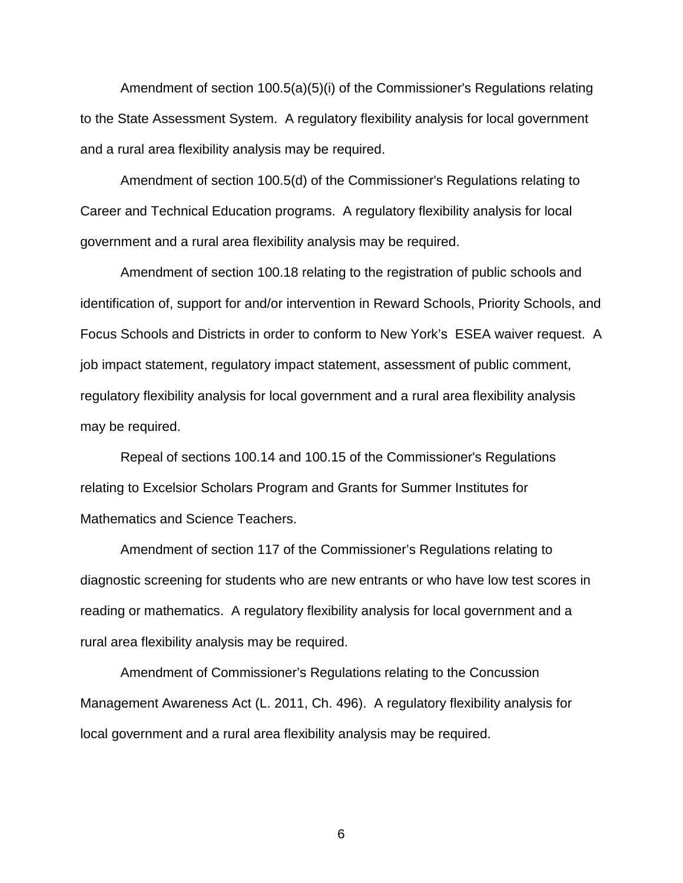Amendment of section 100.5(a)(5)(i) of the Commissioner's Regulations relating to the State Assessment System. A regulatory flexibility analysis for local government and a rural area flexibility analysis may be required.

Amendment of section 100.5(d) of the Commissioner's Regulations relating to Career and Technical Education programs. A regulatory flexibility analysis for local government and a rural area flexibility analysis may be required.

Amendment of section 100.18 relating to the registration of public schools and identification of, support for and/or intervention in Reward Schools, Priority Schools, and Focus Schools and Districts in order to conform to New York's ESEA waiver request. A job impact statement, regulatory impact statement, assessment of public comment, regulatory flexibility analysis for local government and a rural area flexibility analysis may be required.

Repeal of sections 100.14 and 100.15 of the Commissioner's Regulations relating to Excelsior Scholars Program and Grants for Summer Institutes for Mathematics and Science Teachers.

Amendment of section 117 of the Commissioner's Regulations relating to diagnostic screening for students who are new entrants or who have low test scores in reading or mathematics. A regulatory flexibility analysis for local government and a rural area flexibility analysis may be required.

Amendment of Commissioner's Regulations relating to the Concussion Management Awareness Act (L. 2011, Ch. 496). A regulatory flexibility analysis for local government and a rural area flexibility analysis may be required.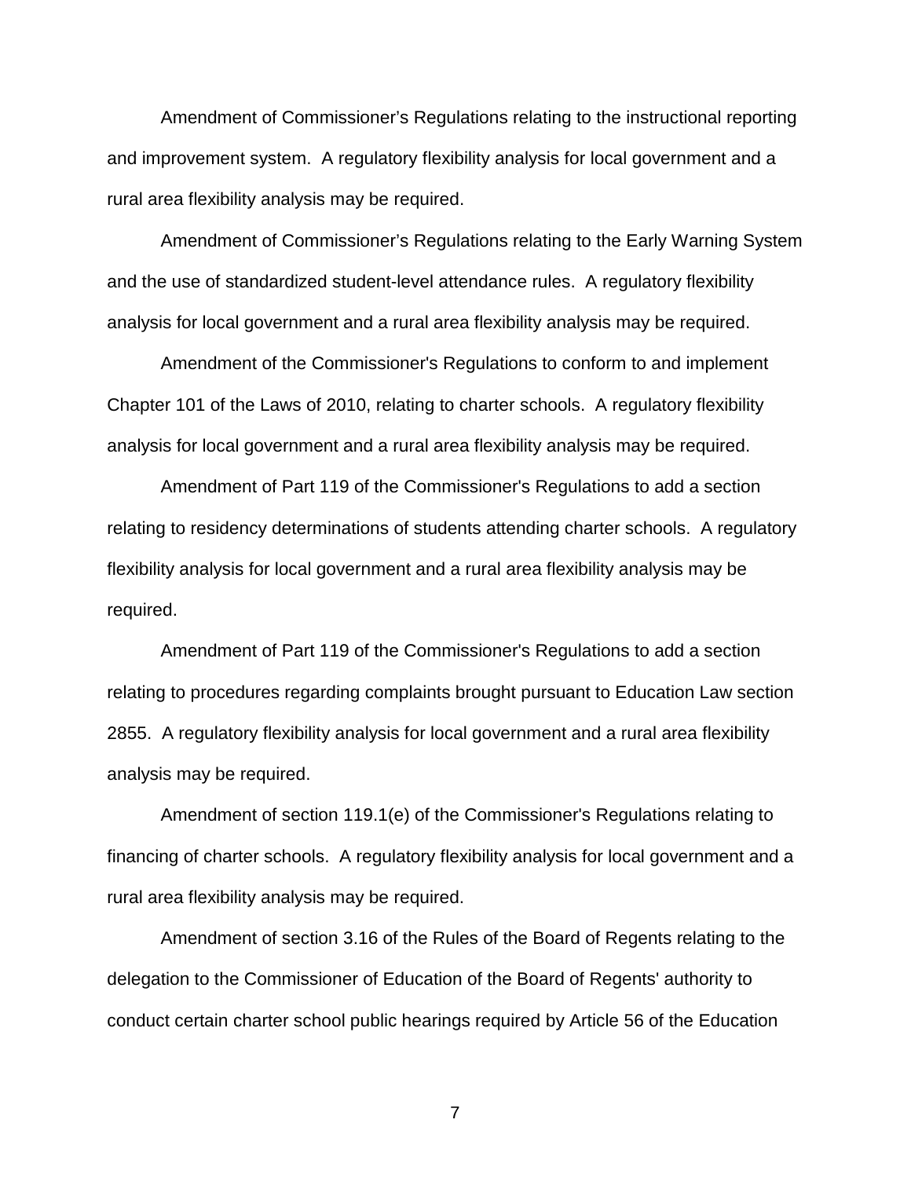Amendment of Commissioner's Regulations relating to the instructional reporting and improvement system. A regulatory flexibility analysis for local government and a rural area flexibility analysis may be required.

Amendment of Commissioner's Regulations relating to the Early Warning System and the use of standardized student-level attendance rules. A regulatory flexibility analysis for local government and a rural area flexibility analysis may be required.

Amendment of the Commissioner's Regulations to conform to and implement Chapter 101 of the Laws of 2010, relating to charter schools. A regulatory flexibility analysis for local government and a rural area flexibility analysis may be required.

Amendment of Part 119 of the Commissioner's Regulations to add a section relating to residency determinations of students attending charter schools. A regulatory flexibility analysis for local government and a rural area flexibility analysis may be required.

Amendment of Part 119 of the Commissioner's Regulations to add a section relating to procedures regarding complaints brought pursuant to Education Law section 2855. A regulatory flexibility analysis for local government and a rural area flexibility analysis may be required.

Amendment of section 119.1(e) of the Commissioner's Regulations relating to financing of charter schools. A regulatory flexibility analysis for local government and a rural area flexibility analysis may be required.

Amendment of section 3.16 of the Rules of the Board of Regents relating to the delegation to the Commissioner of Education of the Board of Regents' authority to conduct certain charter school public hearings required by Article 56 of the Education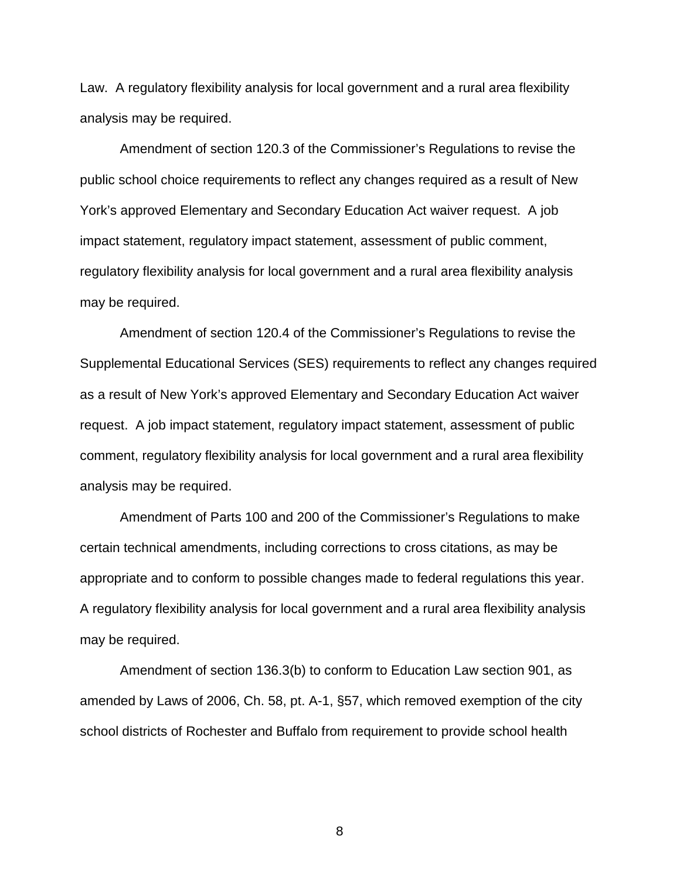Law. A regulatory flexibility analysis for local government and a rural area flexibility analysis may be required.

Amendment of section 120.3 of the Commissioner's Regulations to revise the public school choice requirements to reflect any changes required as a result of New York's approved Elementary and Secondary Education Act waiver request. A job impact statement, regulatory impact statement, assessment of public comment, regulatory flexibility analysis for local government and a rural area flexibility analysis may be required.

Amendment of section 120.4 of the Commissioner's Regulations to revise the Supplemental Educational Services (SES) requirements to reflect any changes required as a result of New York's approved Elementary and Secondary Education Act waiver request. A job impact statement, regulatory impact statement, assessment of public comment, regulatory flexibility analysis for local government and a rural area flexibility analysis may be required.

Amendment of Parts 100 and 200 of the Commissioner's Regulations to make certain technical amendments, including corrections to cross citations, as may be appropriate and to conform to possible changes made to federal regulations this year. A regulatory flexibility analysis for local government and a rural area flexibility analysis may be required.

Amendment of section 136.3(b) to conform to Education Law section 901, as amended by Laws of 2006, Ch. 58, pt. A-1, §57, which removed exemption of the city school districts of Rochester and Buffalo from requirement to provide school health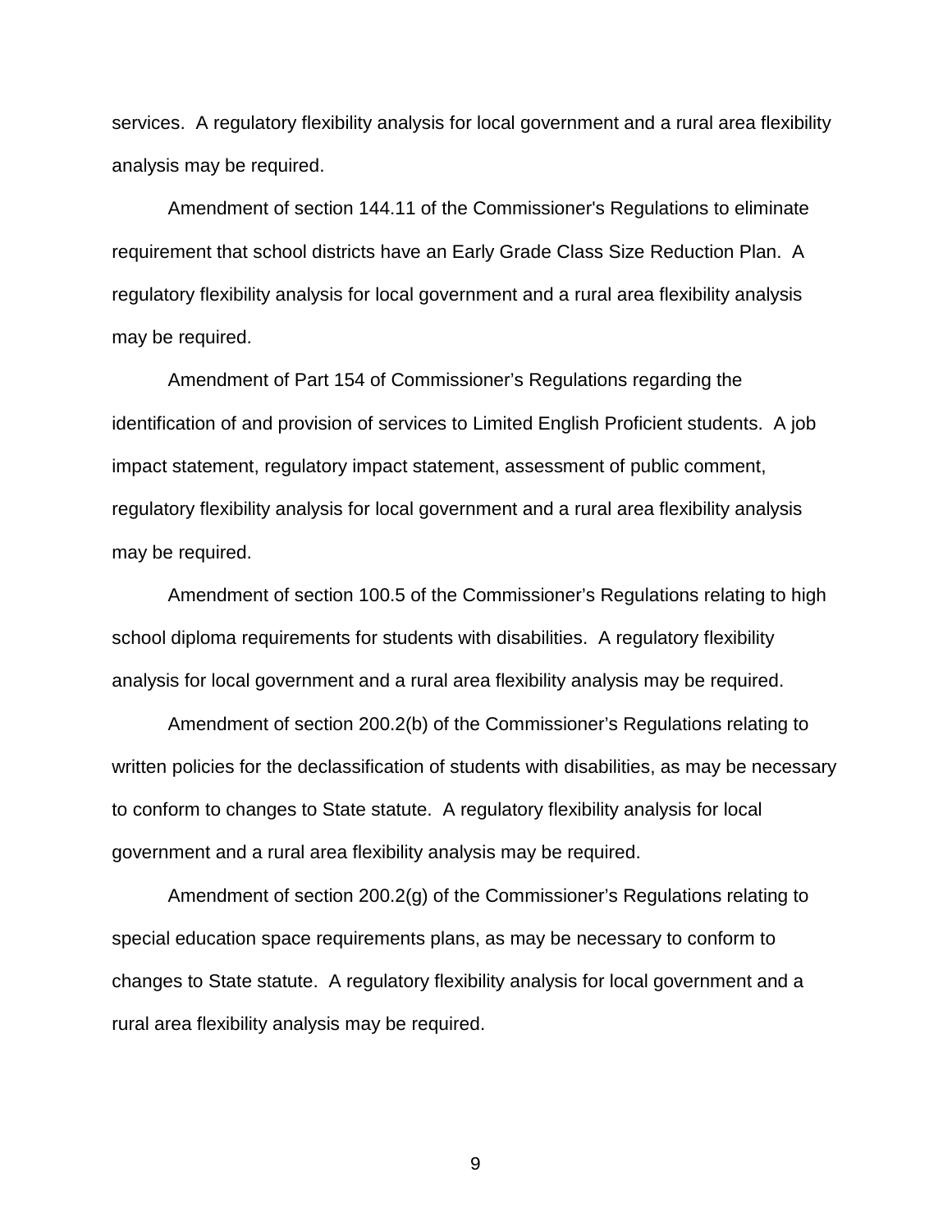services. A regulatory flexibility analysis for local government and a rural area flexibility analysis may be required.

Amendment of section 144.11 of the Commissioner's Regulations to eliminate requirement that school districts have an Early Grade Class Size Reduction Plan. A regulatory flexibility analysis for local government and a rural area flexibility analysis may be required.

Amendment of Part 154 of Commissioner's Regulations regarding the identification of and provision of services to Limited English Proficient students. A job impact statement, regulatory impact statement, assessment of public comment, regulatory flexibility analysis for local government and a rural area flexibility analysis may be required.

Amendment of section 100.5 of the Commissioner's Regulations relating to high school diploma requirements for students with disabilities. A regulatory flexibility analysis for local government and a rural area flexibility analysis may be required.

Amendment of section 200.2(b) of the Commissioner's Regulations relating to written policies for the declassification of students with disabilities, as may be necessary to conform to changes to State statute. A regulatory flexibility analysis for local government and a rural area flexibility analysis may be required.

Amendment of section 200.2(g) of the Commissioner's Regulations relating to special education space requirements plans, as may be necessary to conform to changes to State statute. A regulatory flexibility analysis for local government and a rural area flexibility analysis may be required.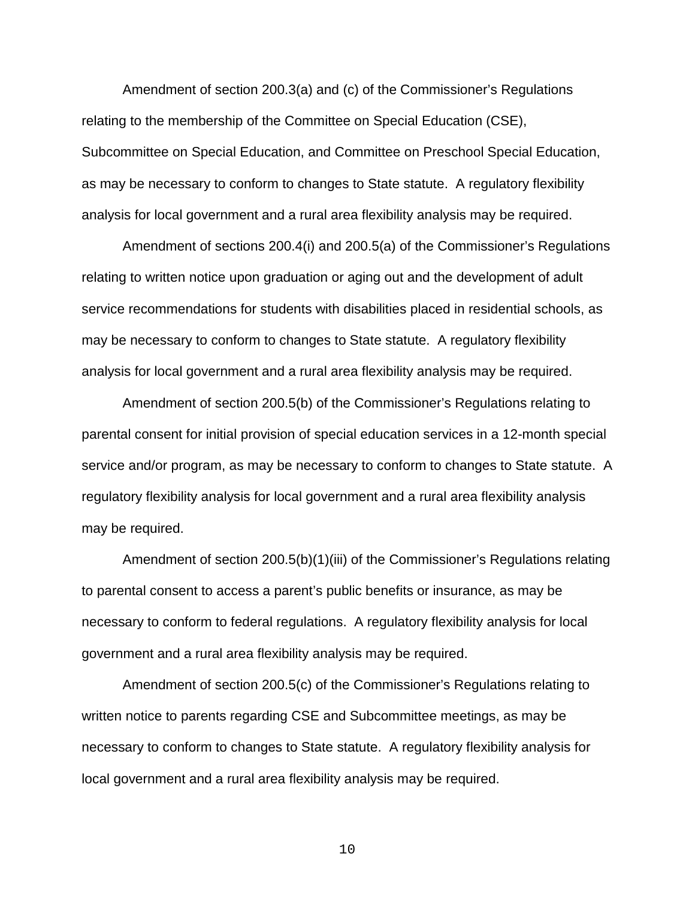Amendment of section 200.3(a) and (c) of the Commissioner's Regulations relating to the membership of the Committee on Special Education (CSE), Subcommittee on Special Education, and Committee on Preschool Special Education, as may be necessary to conform to changes to State statute. A regulatory flexibility analysis for local government and a rural area flexibility analysis may be required.

Amendment of sections 200.4(i) and 200.5(a) of the Commissioner's Regulations relating to written notice upon graduation or aging out and the development of adult service recommendations for students with disabilities placed in residential schools, as may be necessary to conform to changes to State statute. A regulatory flexibility analysis for local government and a rural area flexibility analysis may be required.

Amendment of section 200.5(b) of the Commissioner's Regulations relating to parental consent for initial provision of special education services in a 12-month special service and/or program, as may be necessary to conform to changes to State statute. A regulatory flexibility analysis for local government and a rural area flexibility analysis may be required.

Amendment of section 200.5(b)(1)(iii) of the Commissioner's Regulations relating to parental consent to access a parent's public benefits or insurance, as may be necessary to conform to federal regulations. A regulatory flexibility analysis for local government and a rural area flexibility analysis may be required.

Amendment of section 200.5(c) of the Commissioner's Regulations relating to written notice to parents regarding CSE and Subcommittee meetings, as may be necessary to conform to changes to State statute. A regulatory flexibility analysis for local government and a rural area flexibility analysis may be required.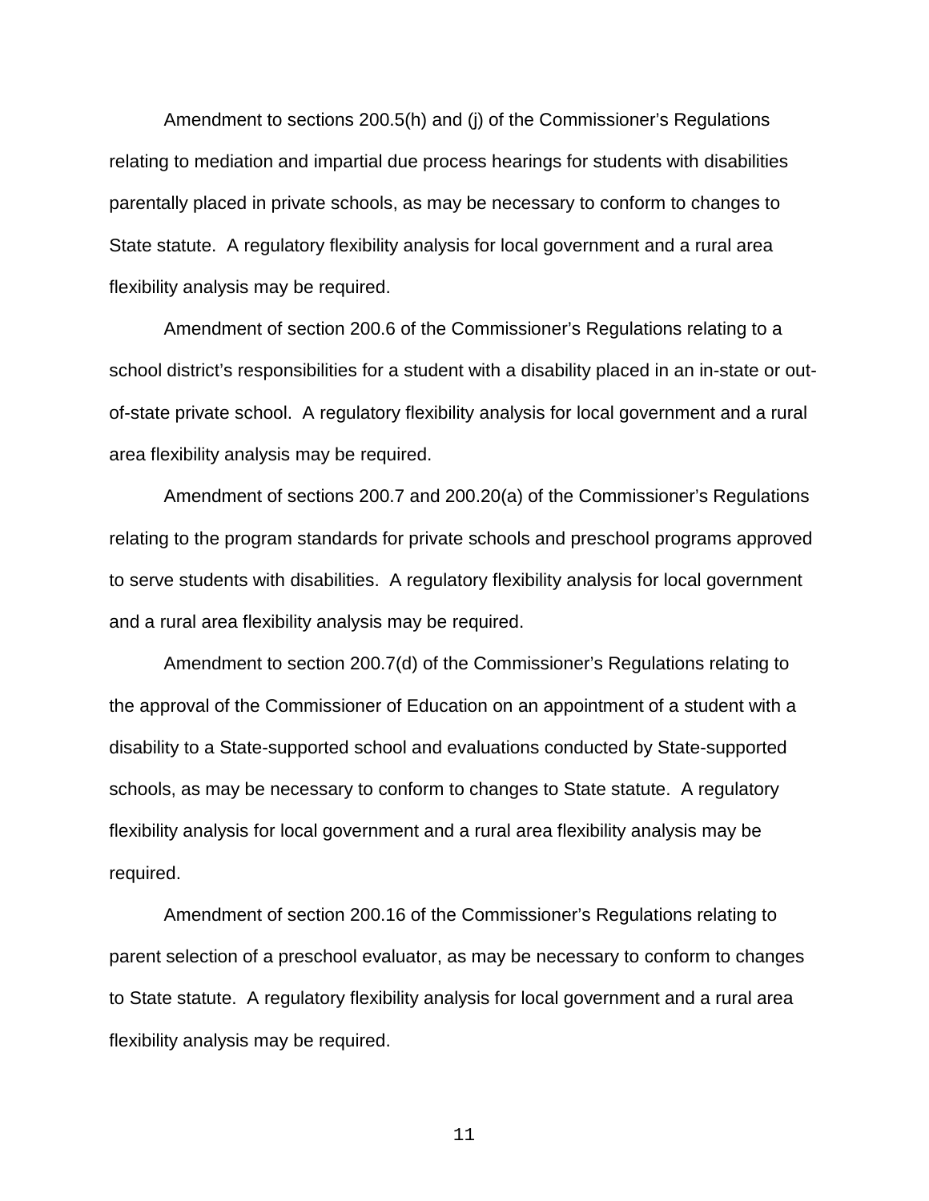Amendment to sections 200.5(h) and (j) of the Commissioner's Regulations relating to mediation and impartial due process hearings for students with disabilities parentally placed in private schools, as may be necessary to conform to changes to State statute. A regulatory flexibility analysis for local government and a rural area flexibility analysis may be required.

Amendment of section 200.6 of the Commissioner's Regulations relating to a school district's responsibilities for a student with a disability placed in an in-state or out-of-state private school. A regulatory flexibility analysis for local government and a rural area flexibility analysis may be required.

Amendment of sections 200.7 and 200.20(a) of the Commissioner's Regulations relating to the program standards for private schools and preschool programs approved to serve students with disabilities. A regulatory flexibility analysis for local government and a rural area flexibility analysis may be required.

Amendment to section 200.7(d) of the Commissioner's Regulations relating to the approval of the Commissioner of Education on an appointment of a student with a disability to a State-supported school and evaluations conducted by State-supported schools, as may be necessary to conform to changes to State statute. A regulatory flexibility analysis for local government and a rural area flexibility analysis may be required.

Amendment of section 200.16 of the Commissioner's Regulations relating to parent selection of a preschool evaluator, as may be necessary to conform to changes to State statute. A regulatory flexibility analysis for local government and a rural area flexibility analysis may be required.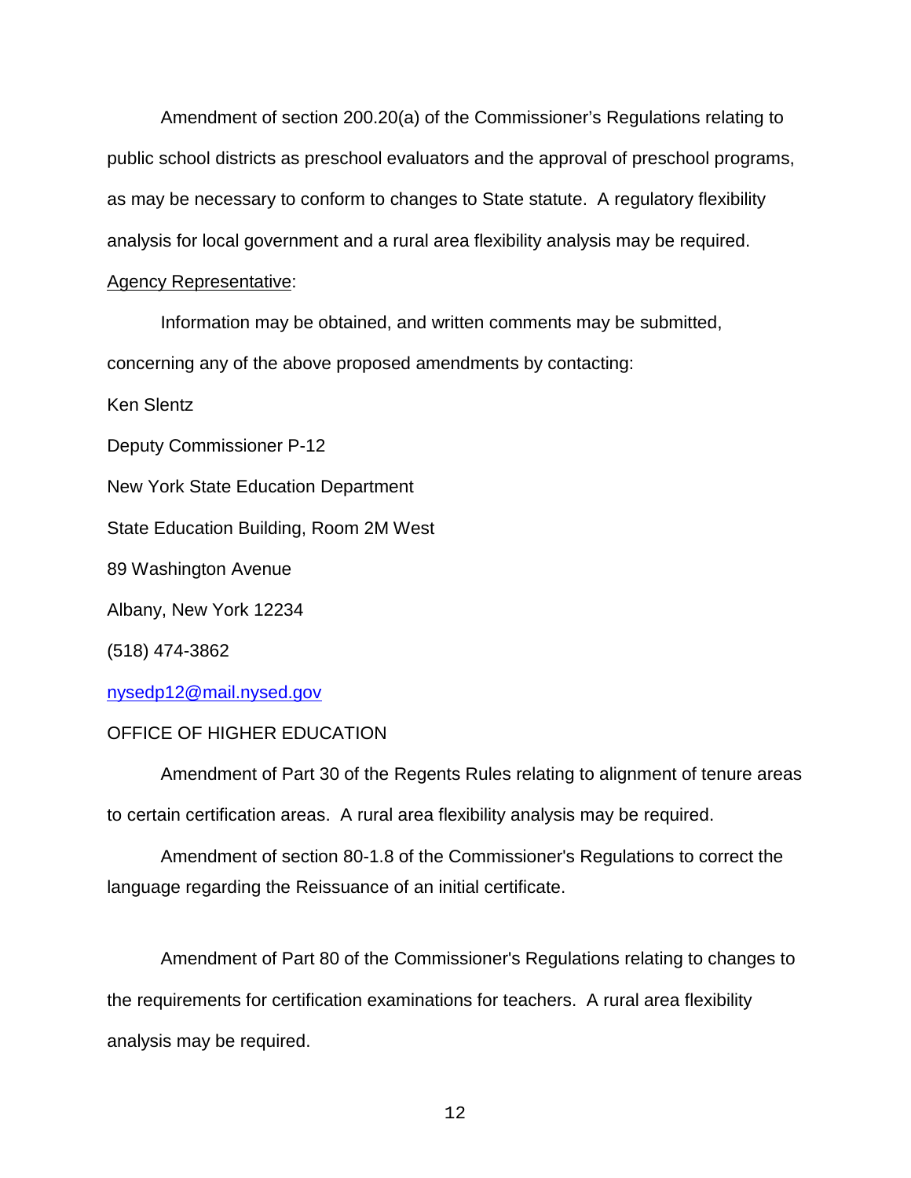Amendment of section 200.20(a) of the Commissioner's Regulations relating to public school districts as preschool evaluators and the approval of preschool programs, as may be necessary to conform to changes to State statute. A regulatory flexibility analysis for local government and a rural area flexibility analysis may be required.

Agency Representative:

Information may be obtained, and written comments may be submitted, concerning any of the above proposed amendments by contacting:

Ken Slentz

Deputy Commissioner P-12

New York State Education Department

State Education Building, Room 2M West

89 Washington Avenue

Albany, New York 12234

(518) 474-3862

nysedp12@mail.nysed.gov

OFFICE OF HIGHER EDUCATION

Amendment of Part 30 of the Regents Rules relating to alignment of tenure areas to certain certification areas. A rural area flexibility analysis may be required.

Amendment of section 80-1.8 of the Commissioner's Regulations to correct the language regarding the Reissuance of an initial certificate.

Amendment of Part 80 of the Commissioner's Regulations relating to changes to the requirements for certification examinations for teachers. A rural area flexibility analysis may be required.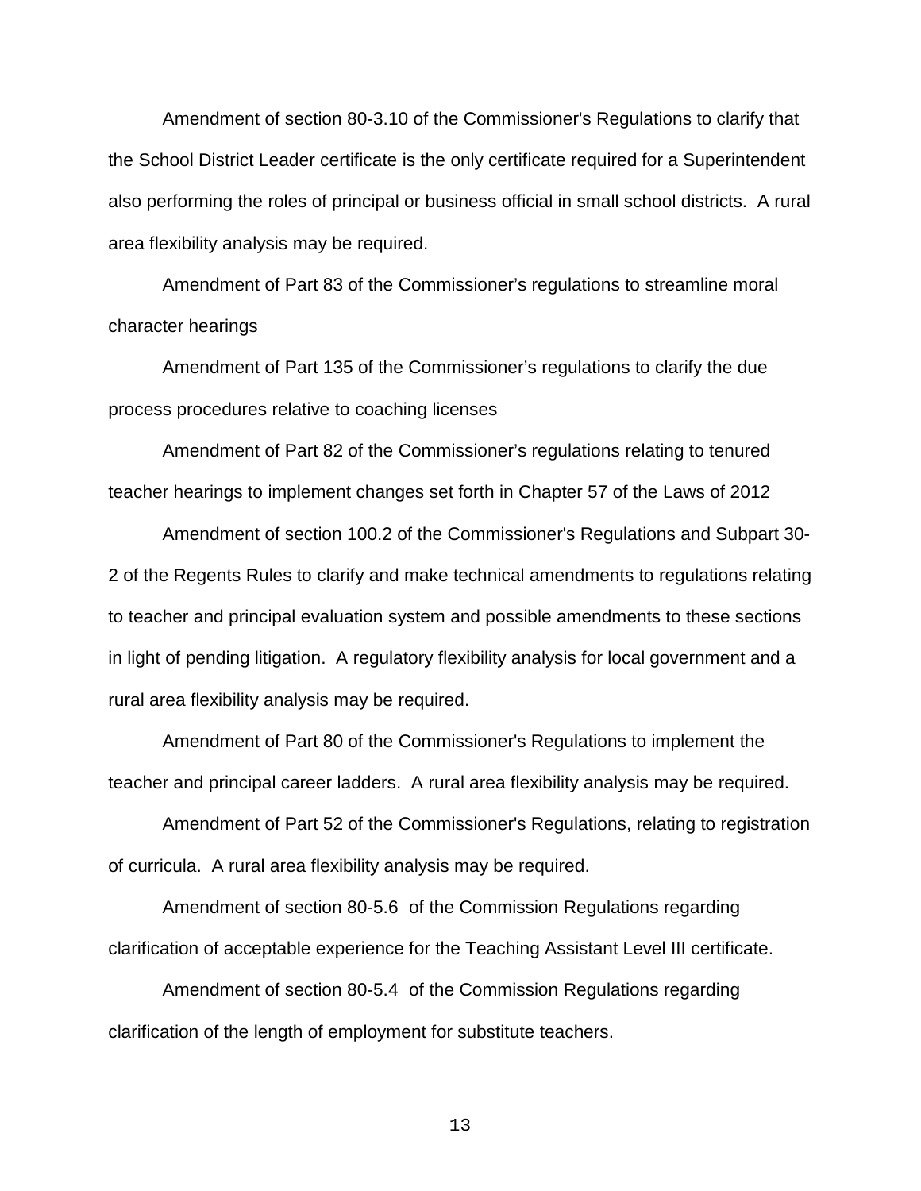Amendment of section 80-3.10 of the Commissioner's Regulations to clarify that the School District Leader certificate is the only certificate required for a Superintendent also performing the roles of principal or business official in small school districts. A rural area flexibility analysis may be required.

Amendment of Part 83 of the Commissioner's regulations to streamline moral character hearings

Amendment of Part 135 of the Commissioner's regulations to clarify the due process procedures relative to coaching licenses

Amendment of Part 82 of the Commissioner's regulations relating to tenured teacher hearings to implement changes set forth in Chapter 57 of the Laws of 2012

Amendment of section 100.2 of the Commissioner's Regulations and Subpart 30-2 of the Regents Rules to clarify and make technical amendments to regulations relating to teacher and principal evaluation system and possible amendments to these sections in light of pending litigation. A regulatory flexibility analysis for local government and a rural area flexibility analysis may be required.

Amendment of Part 80 of the Commissioner's Regulations to implement the teacher and principal career ladders. A rural area flexibility analysis may be required.

Amendment of Part 52 of the Commissioner's Regulations, relating to registration of curricula. A rural area flexibility analysis may be required.

Amendment of section 80-5.6 of the Commission Regulations regarding clarification of acceptable experience for the Teaching Assistant Level III certificate.

Amendment of section 80-5.4 of the Commission Regulations regarding clarification of the length of employment for substitute teachers.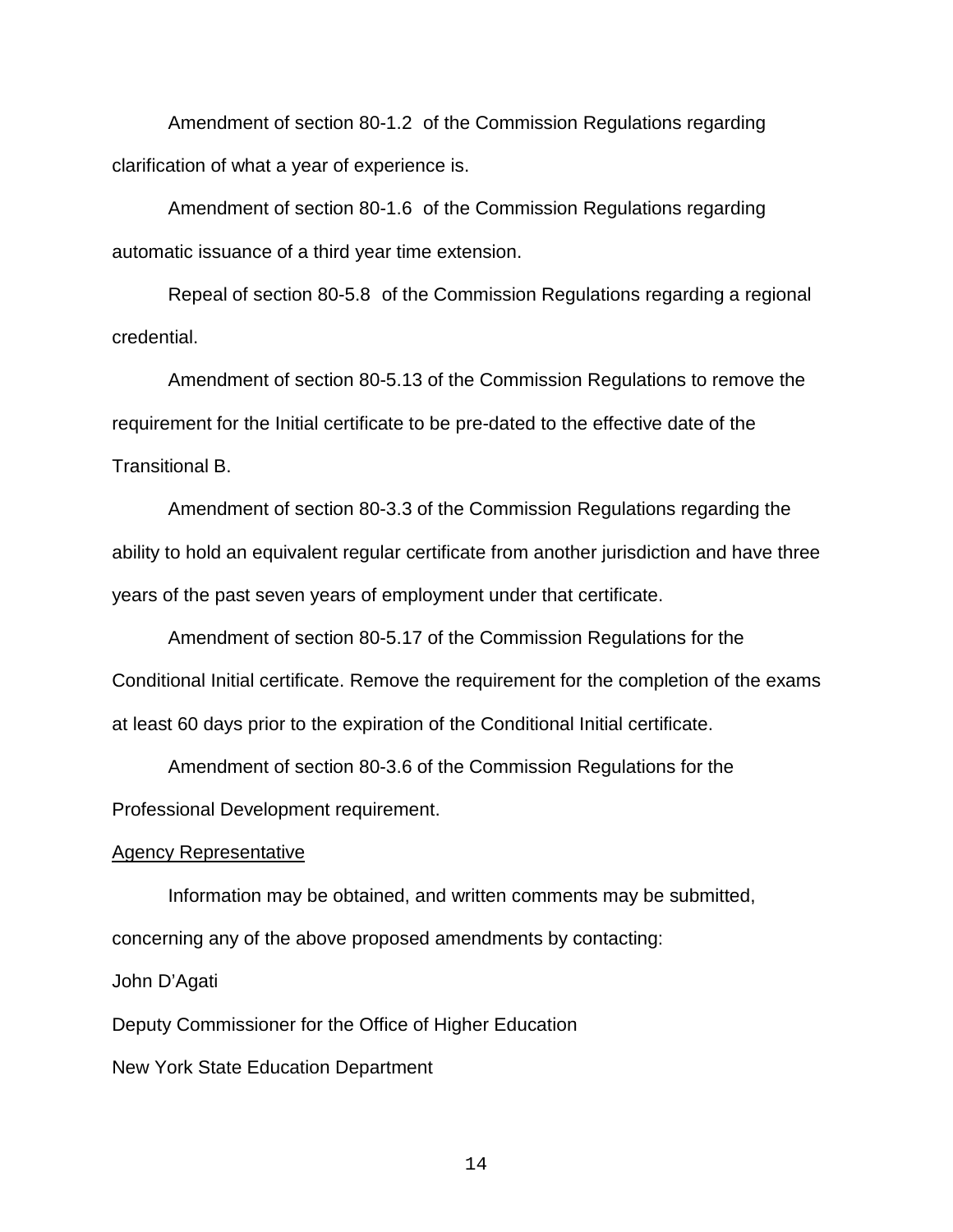Amendment of section 80-1.2 of the Commission Regulations regarding clarification of what a year of experience is.

Amendment of section 80-1.6 of the Commission Regulations regarding automatic issuance of a third year time extension.

Repeal of section 80-5.8 of the Commission Regulations regarding a regional credential.

Amendment of section 80-5.13 of the Commission Regulations to remove the requirement for the Initial certificate to be pre-dated to the effective date of the Transitional B.

Amendment of section 80-3.3 of the Commission Regulations regarding the ability to hold an equivalent regular certificate from another jurisdiction and have three years of the past seven years of employment under that certificate.

Amendment of section 80-5.17 of the Commission Regulations for the Conditional Initial certificate. Remove the requirement for the completion of the exams at least 60 days prior to the expiration of the Conditional Initial certificate.

Amendment of section 80-3.6 of the Commission Regulations for the Professional Development requirement.

<u>Agency Representative</u>

Information may be obtained, and written comments may be submitted, concerning any of the above proposed amendments by contacting:

John D'Agati

Deputy Commissioner for the Office of Higher Education

New York State Education Department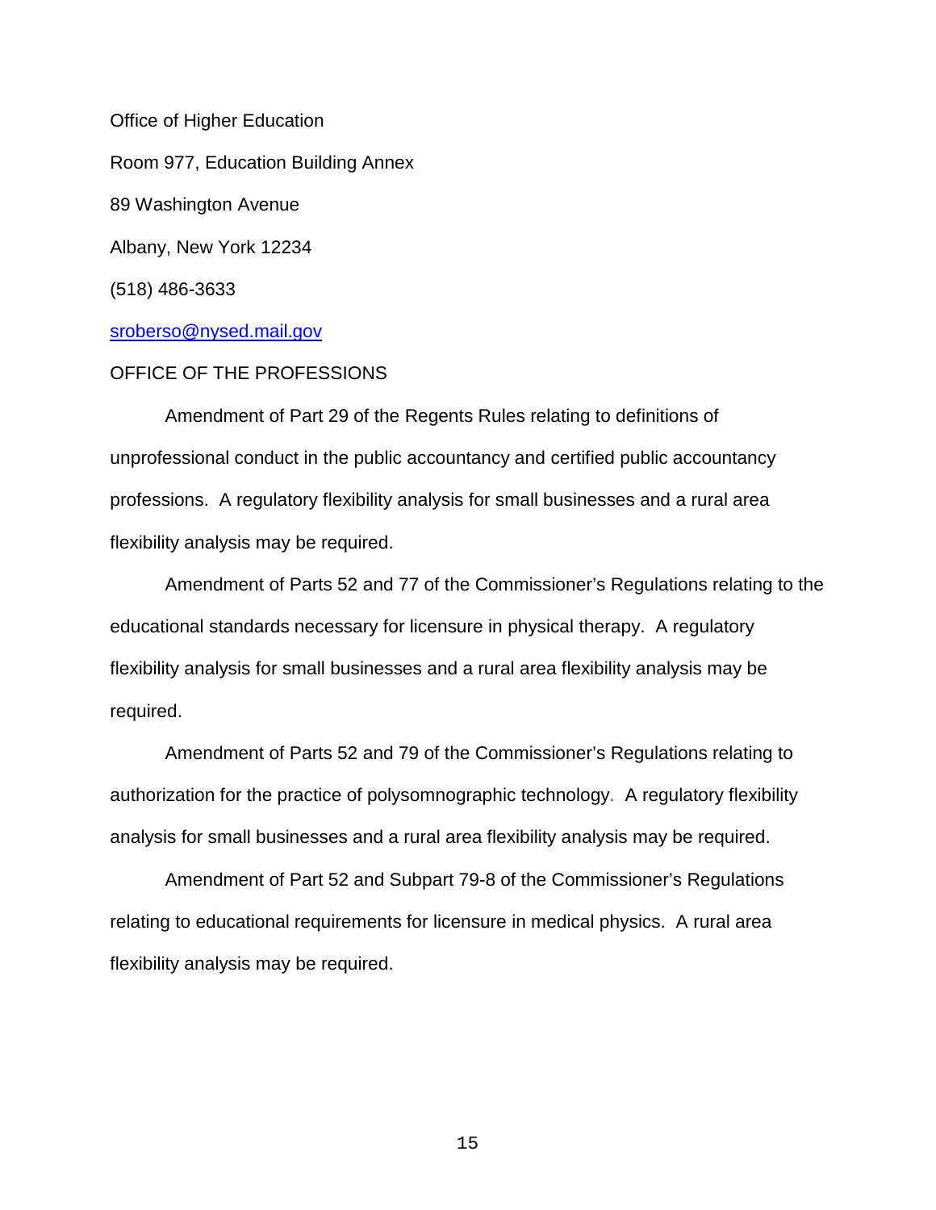Office of Higher Education

Room 977, Education Building Annex

89 Washington Avenue

Albany, New York 12234

(518) 486-3633

sroberso@nysed.mail.gov

OFFICE OF THE PROFESSIONS

Amendment of Part 29 of the Regents Rules relating to definitions of unprofessional conduct in the public accountancy and certified public accountancy professions. A regulatory flexibility analysis for small businesses and a rural area flexibility analysis may be required.

Amendment of Parts 52 and 77 of the Commissioner's Regulations relating to the educational standards necessary for licensure in physical therapy. A regulatory flexibility analysis for small businesses and a rural area flexibility analysis may be required.

Amendment of Parts 52 and 79 of the Commissioner's Regulations relating to authorization for the practice of polysomnographic technology. A regulatory flexibility analysis for small businesses and a rural area flexibility analysis may be required.

Amendment of Part 52 and Subpart 79-8 of the Commissioner's Regulations relating to educational requirements for licensure in medical physics. A rural area flexibility analysis may be required.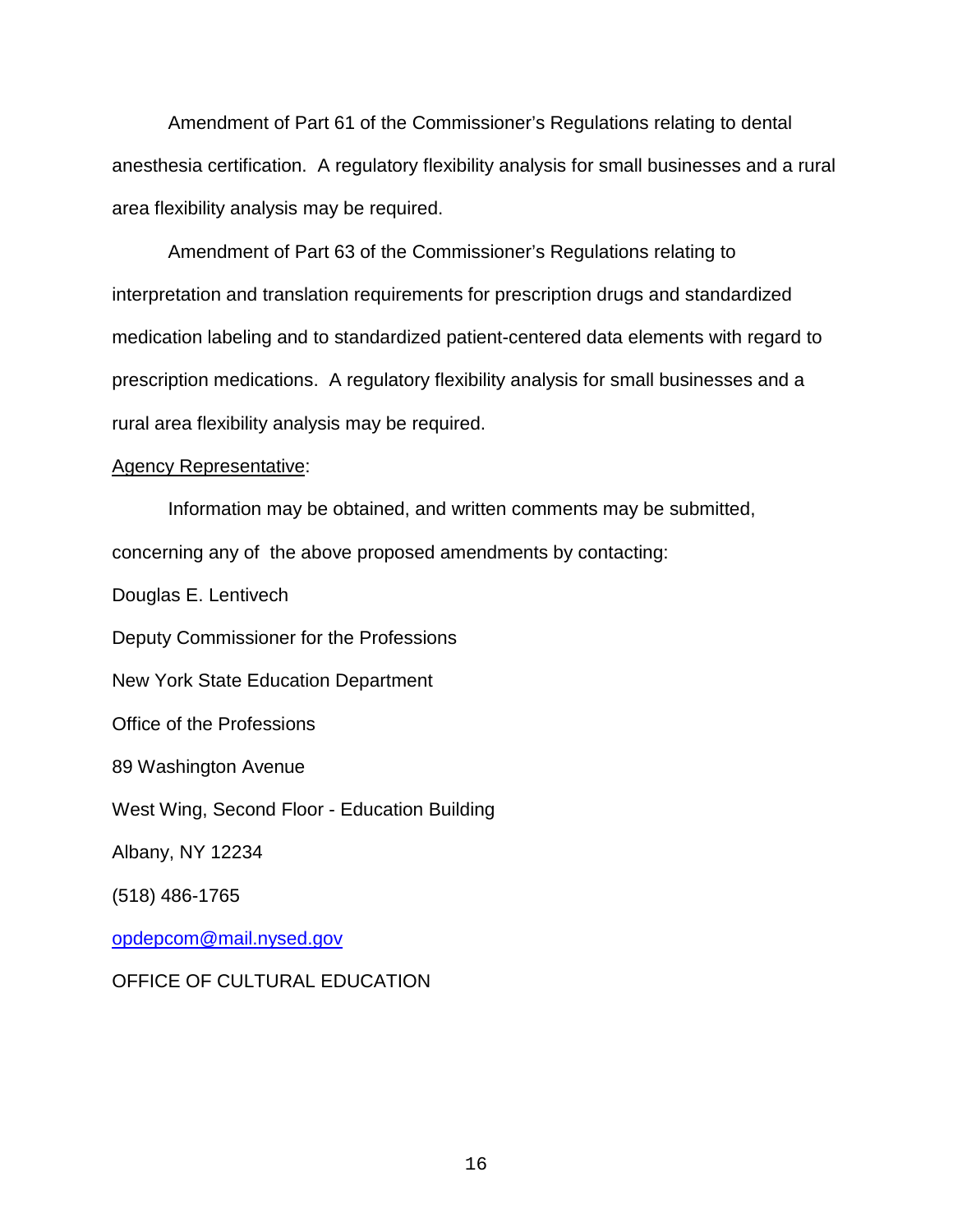Amendment of Part 61 of the Commissioner's Regulations relating to dental anesthesia certification. A regulatory flexibility analysis for small businesses and a rural area flexibility analysis may be required.

Amendment of Part 63 of the Commissioner's Regulations relating to interpretation and translation requirements for prescription drugs and standardized medication labeling and to standardized patient-centered data elements with regard to prescription medications. A regulatory flexibility analysis for small businesses and a rural area flexibility analysis may be required.

Agency Representative:

Information may be obtained, and written comments may be submitted, concerning any of the above proposed amendments by contacting:

Douglas E. Lentivech

Deputy Commissioner for the Professions

New York State Education Department

Office of the Professions

89 Washington Avenue

West Wing, Second Floor - Education Building

Albany, NY 12234

(518) 486-1765

opdepcom@mail.nysed.gov

OFFICE OF CULTURAL EDUCATION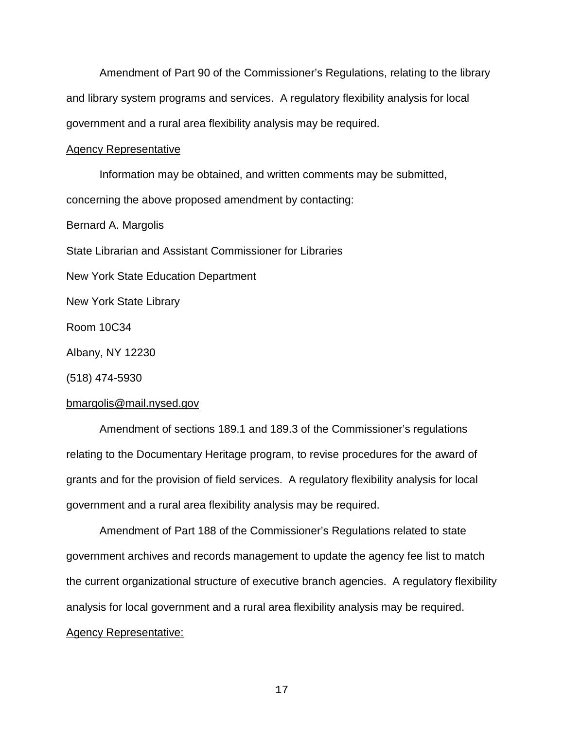Amendment of Part 90 of the Commissioner's Regulations, relating to the library and library system programs and services. A regulatory flexibility analysis for local government and a rural area flexibility analysis may be required.

<u>Agency Representative</u>

Information may be obtained, and written comments may be submitted, concerning the above proposed amendment by contacting:

Bernard A. Margolis

State Librarian and Assistant Commissioner for Libraries

New York State Education Department

New York State Library

Room 10C34

Albany, NY 12230

(518) 474-5930

bmargolis@mail.nysed.gov

Amendment of sections 189.1 and 189.3 of the Commissioner's regulations relating to the Documentary Heritage program, to revise procedures for the award of grants and for the provision of field services. A regulatory flexibility analysis for local government and a rural area flexibility analysis may be required.

Amendment of Part 188 of the Commissioner's Regulations related to state government archives and records management to update the agency fee list to match the current organizational structure of executive branch agencies. A regulatory flexibility analysis for local government and a rural area flexibility analysis may be required.

<u>Agency Representative:</u>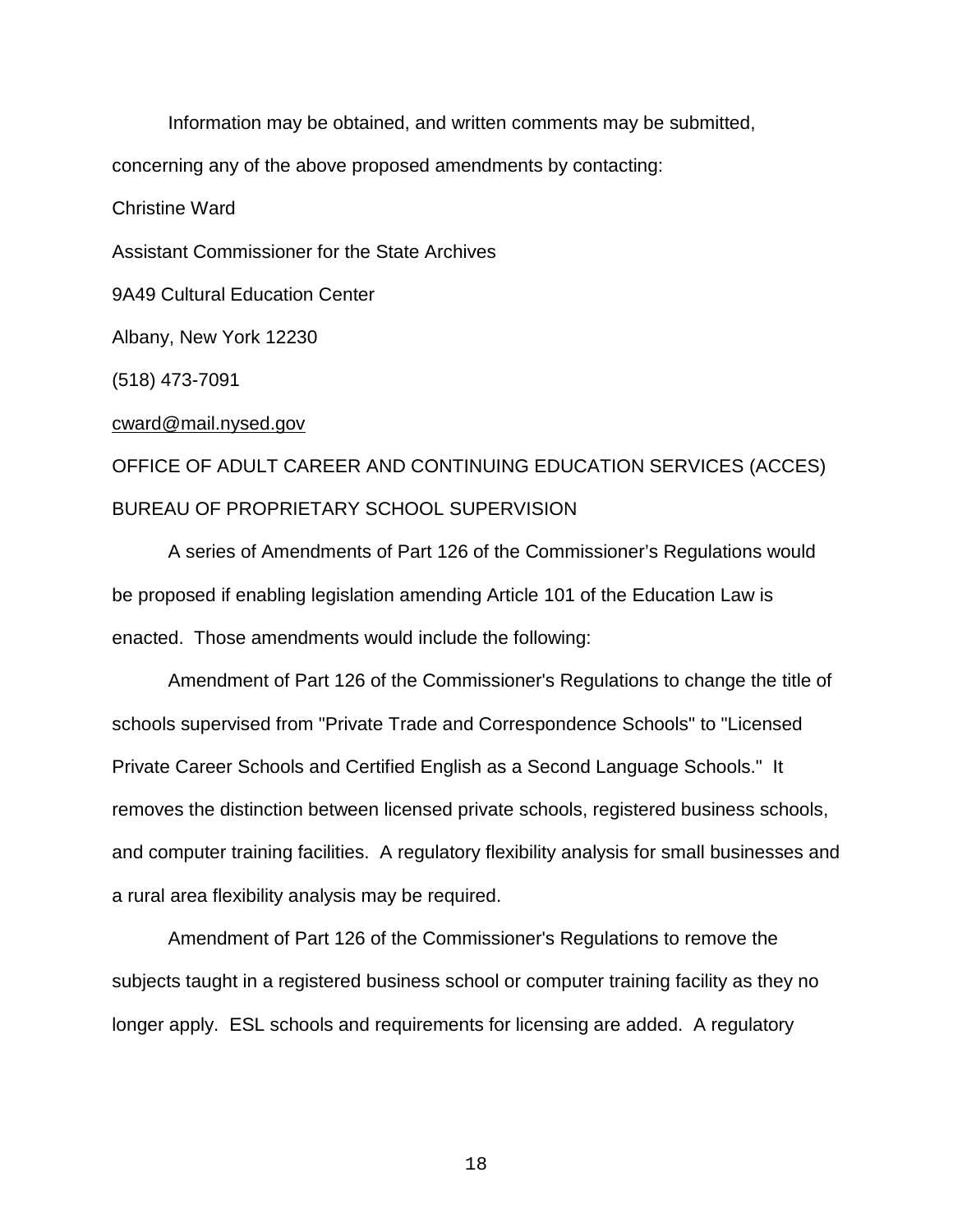Information may be obtained, and written comments may be submitted, concerning any of the above proposed amendments by contacting:

Christine Ward

Assistant Commissioner for the State Archives

9A49 Cultural Education Center

Albany, New York 12230

(518) 473-7091

cward@mail.nysed.gov

OFFICE OF ADULT CAREER AND CONTINUING EDUCATION SERVICES (ACCES)

BUREAU OF PROPRIETARY SCHOOL SUPERVISION

A series of Amendments of Part 126 of the Commissioner's Regulations would be proposed if enabling legislation amending Article 101 of the Education Law is enacted. Those amendments would include the following:

Amendment of Part 126 of the Commissioner's Regulations to change the title of schools supervised from "Private Trade and Correspondence Schools" to "Licensed Private Career Schools and Certified English as a Second Language Schools." It removes the distinction between licensed private schools, registered business schools, and computer training facilities. A regulatory flexibility analysis for small businesses and a rural area flexibility analysis may be required.

Amendment of Part 126 of the Commissioner's Regulations to remove the subjects taught in a registered business school or computer training facility as they no longer apply. ESL schools and requirements for licensing are added. A regulatory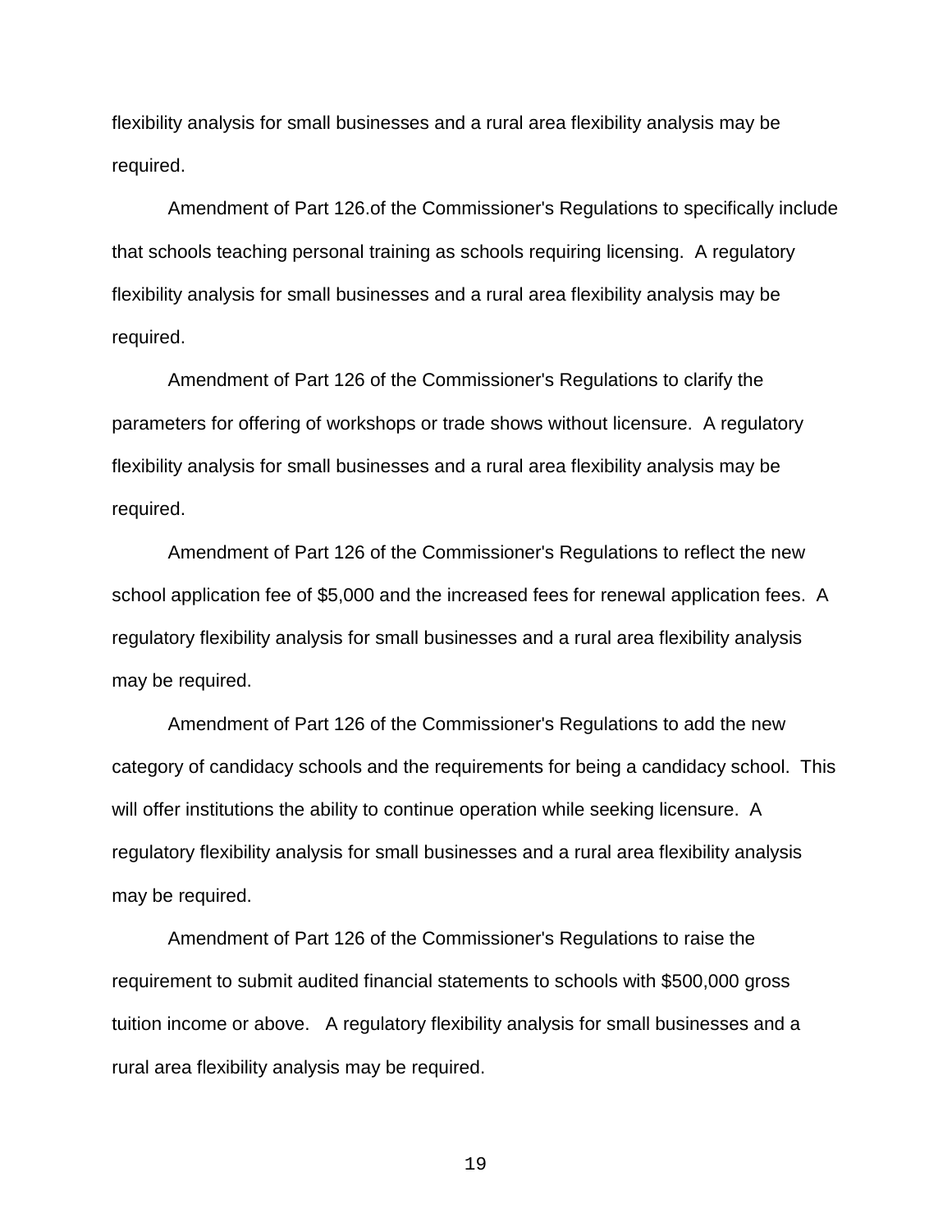flexibility analysis for small businesses and a rural area flexibility analysis may be required.

Amendment of Part 126.of the Commissioner's Regulations to specifically include that schools teaching personal training as schools requiring licensing. A regulatory flexibility analysis for small businesses and a rural area flexibility analysis may be required.

Amendment of Part 126 of the Commissioner's Regulations to clarify the parameters for offering of workshops or trade shows without licensure. A regulatory flexibility analysis for small businesses and a rural area flexibility analysis may be required.

Amendment of Part 126 of the Commissioner's Regulations to reflect the new school application fee of $5,000 and the increased fees for renewal application fees. A regulatory flexibility analysis for small businesses and a rural area flexibility analysis may be required.

Amendment of Part 126 of the Commissioner's Regulations to add the new category of candidacy schools and the requirements for being a candidacy school. This will offer institutions the ability to continue operation while seeking licensure. A regulatory flexibility analysis for small businesses and a rural area flexibility analysis may be required.

Amendment of Part 126 of the Commissioner's Regulations to raise the requirement to submit audited financial statements to schools with $500,000 gross tuition income or above. A regulatory flexibility analysis for small businesses and a rural area flexibility analysis may be required.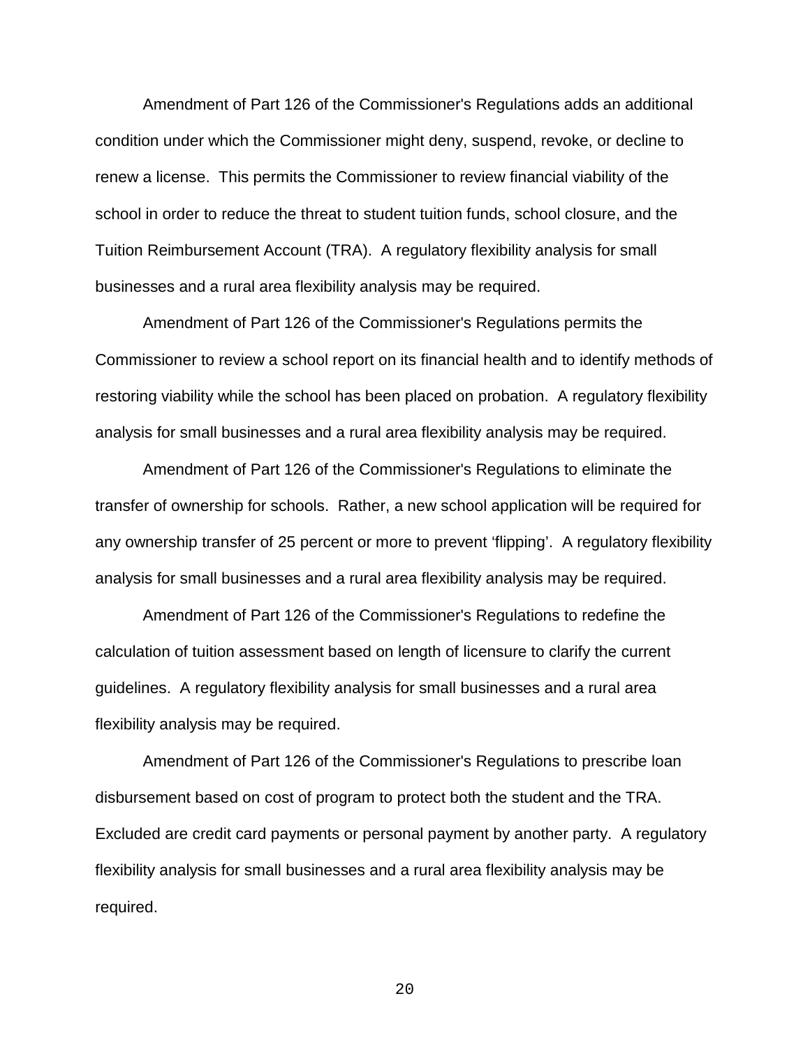Amendment of Part 126 of the Commissioner's Regulations adds an additional condition under which the Commissioner might deny, suspend, revoke, or decline to renew a license. This permits the Commissioner to review financial viability of the school in order to reduce the threat to student tuition funds, school closure, and the Tuition Reimbursement Account (TRA). A regulatory flexibility analysis for small businesses and a rural area flexibility analysis may be required.

Amendment of Part 126 of the Commissioner's Regulations permits the Commissioner to review a school report on its financial health and to identify methods of restoring viability while the school has been placed on probation. A regulatory flexibility analysis for small businesses and a rural area flexibility analysis may be required.

Amendment of Part 126 of the Commissioner's Regulations to eliminate the transfer of ownership for schools. Rather, a new school application will be required for any ownership transfer of 25 percent or more to prevent 'flipping'. A regulatory flexibility analysis for small businesses and a rural area flexibility analysis may be required.

Amendment of Part 126 of the Commissioner's Regulations to redefine the calculation of tuition assessment based on length of licensure to clarify the current guidelines. A regulatory flexibility analysis for small businesses and a rural area flexibility analysis may be required.

Amendment of Part 126 of the Commissioner's Regulations to prescribe loan disbursement based on cost of program to protect both the student and the TRA. Excluded are credit card payments or personal payment by another party. A regulatory flexibility analysis for small businesses and a rural area flexibility analysis may be required.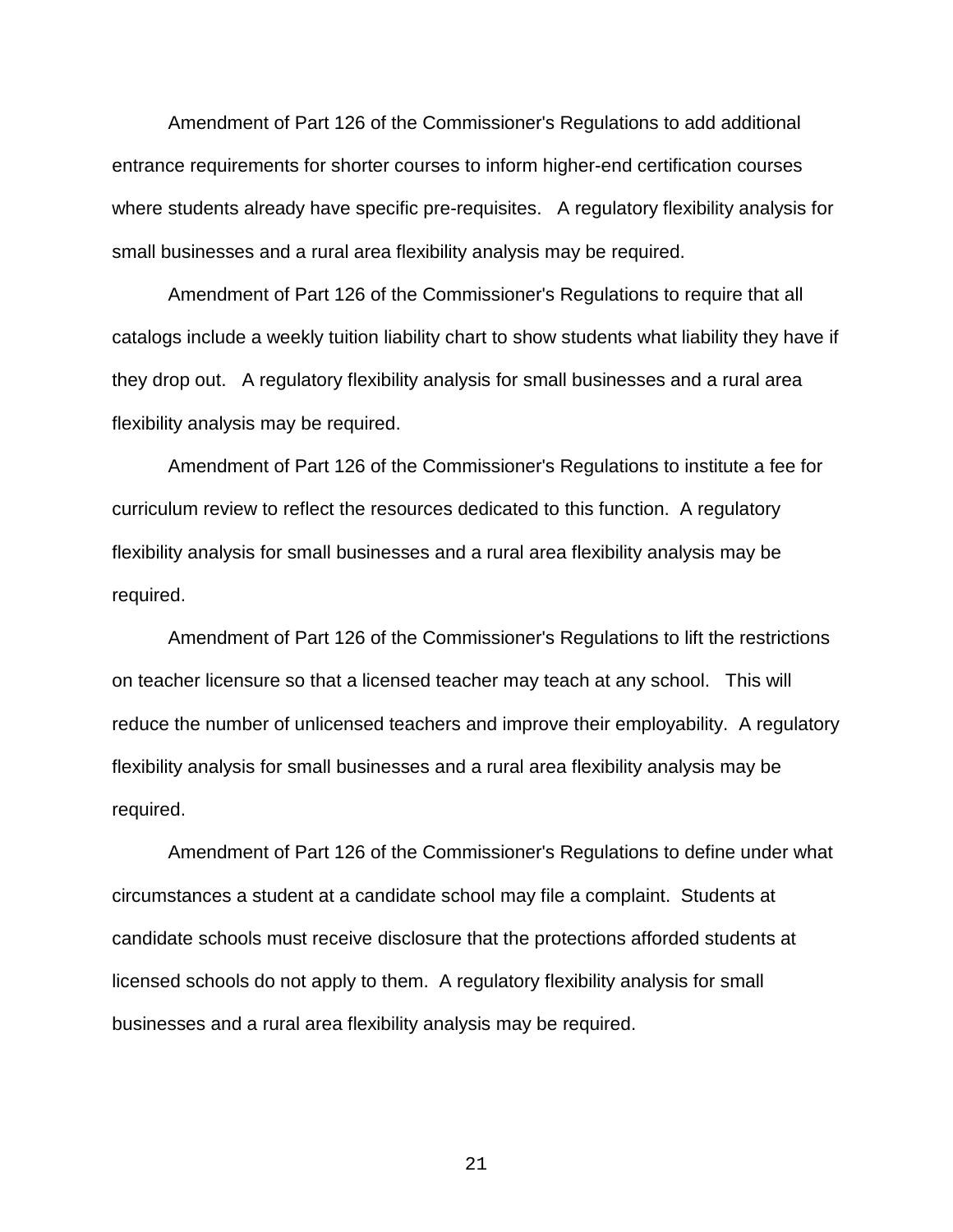Amendment of Part 126 of the Commissioner's Regulations to add additional entrance requirements for shorter courses to inform higher-end certification courses where students already have specific pre-requisites. A regulatory flexibility analysis for small businesses and a rural area flexibility analysis may be required.

Amendment of Part 126 of the Commissioner's Regulations to require that all catalogs include a weekly tuition liability chart to show students what liability they have if they drop out. A regulatory flexibility analysis for small businesses and a rural area flexibility analysis may be required.

Amendment of Part 126 of the Commissioner's Regulations to institute a fee for curriculum review to reflect the resources dedicated to this function. A regulatory flexibility analysis for small businesses and a rural area flexibility analysis may be required.

Amendment of Part 126 of the Commissioner's Regulations to lift the restrictions on teacher licensure so that a licensed teacher may teach at any school. This will reduce the number of unlicensed teachers and improve their employability. A regulatory flexibility analysis for small businesses and a rural area flexibility analysis may be required.

Amendment of Part 126 of the Commissioner's Regulations to define under what circumstances a student at a candidate school may file a complaint. Students at candidate schools must receive disclosure that the protections afforded students at licensed schools do not apply to them. A regulatory flexibility analysis for small businesses and a rural area flexibility analysis may be required.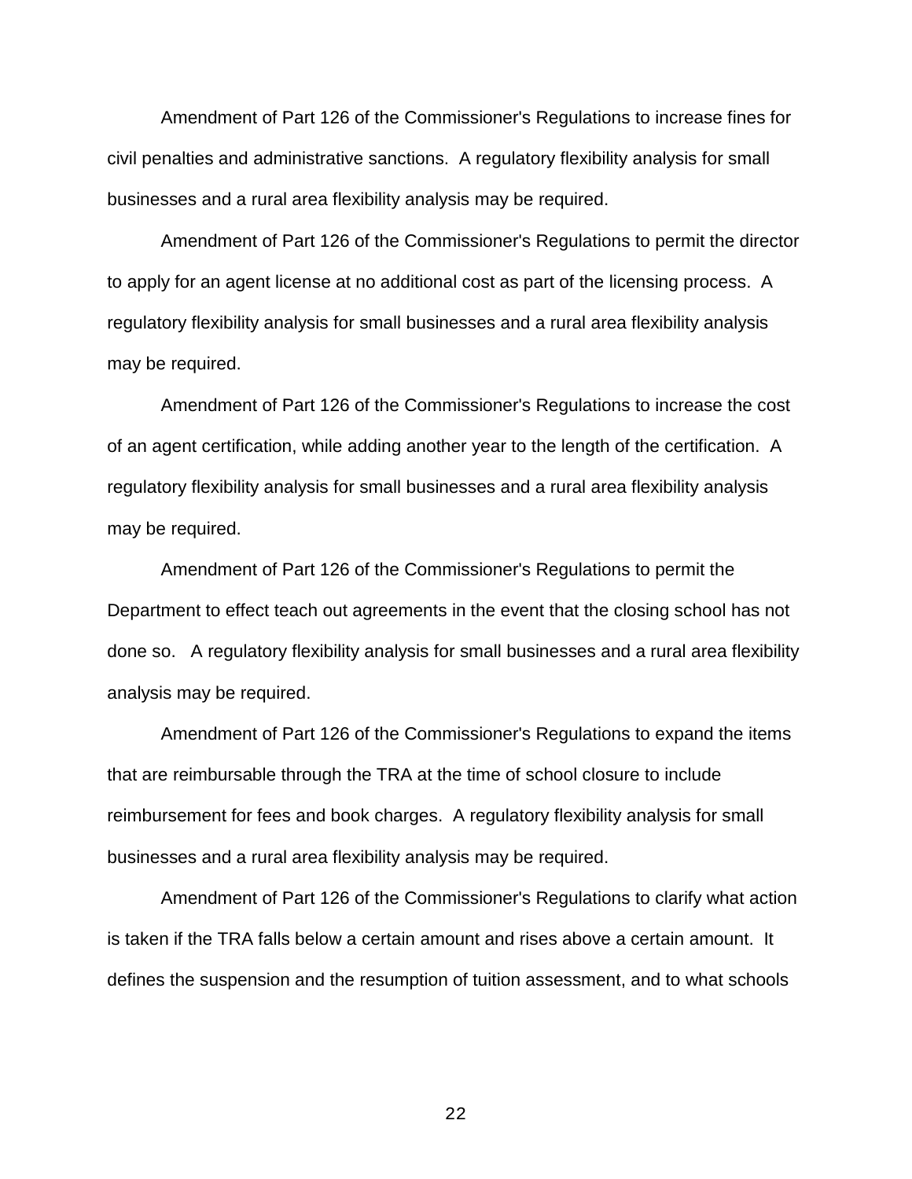Amendment of Part 126 of the Commissioner's Regulations to increase fines for civil penalties and administrative sanctions. A regulatory flexibility analysis for small businesses and a rural area flexibility analysis may be required.

Amendment of Part 126 of the Commissioner's Regulations to permit the director to apply for an agent license at no additional cost as part of the licensing process. A regulatory flexibility analysis for small businesses and a rural area flexibility analysis may be required.

Amendment of Part 126 of the Commissioner's Regulations to increase the cost of an agent certification, while adding another year to the length of the certification. A regulatory flexibility analysis for small businesses and a rural area flexibility analysis may be required.

Amendment of Part 126 of the Commissioner's Regulations to permit the Department to effect teach out agreements in the event that the closing school has not done so. A regulatory flexibility analysis for small businesses and a rural area flexibility analysis may be required.

Amendment of Part 126 of the Commissioner's Regulations to expand the items that are reimbursable through the TRA at the time of school closure to include reimbursement for fees and book charges. A regulatory flexibility analysis for small businesses and a rural area flexibility analysis may be required.

Amendment of Part 126 of the Commissioner's Regulations to clarify what action is taken if the TRA falls below a certain amount and rises above a certain amount. It defines the suspension and the resumption of tuition assessment, and to what schools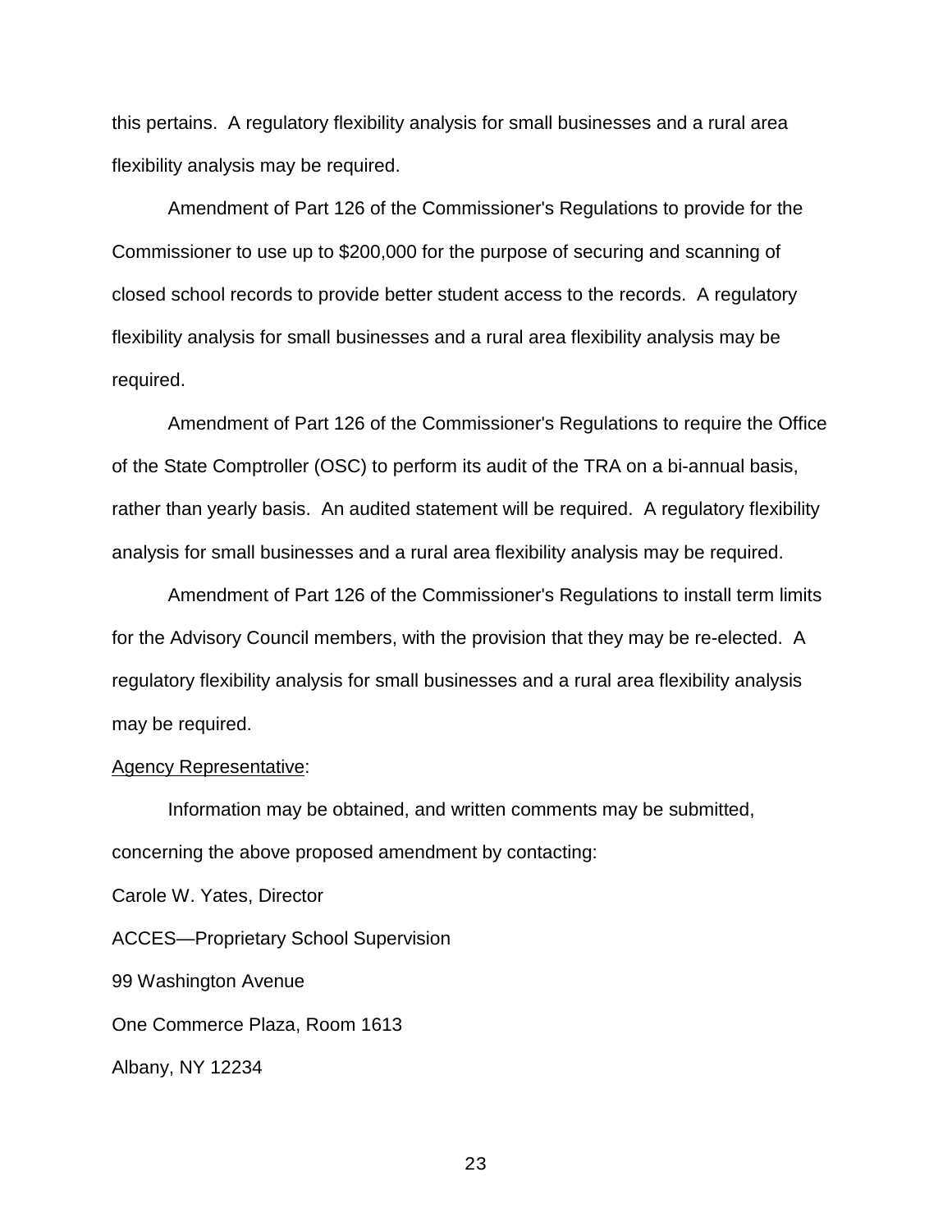this pertains. A regulatory flexibility analysis for small businesses and a rural area flexibility analysis may be required.

Amendment of Part 126 of the Commissioner's Regulations to provide for the Commissioner to use up to $200,000 for the purpose of securing and scanning of closed school records to provide better student access to the records. A regulatory flexibility analysis for small businesses and a rural area flexibility analysis may be required.

Amendment of Part 126 of the Commissioner's Regulations to require the Office of the State Comptroller (OSC) to perform its audit of the TRA on a bi-annual basis, rather than yearly basis. An audited statement will be required. A regulatory flexibility analysis for small businesses and a rural area flexibility analysis may be required.

Amendment of Part 126 of the Commissioner's Regulations to install term limits for the Advisory Council members, with the provision that they may be re-elected. A regulatory flexibility analysis for small businesses and a rural area flexibility analysis may be required.

<u>Agency Representative</u>:

Information may be obtained, and written comments may be submitted, concerning the above proposed amendment by contacting:

Carole W. Yates, Director

ACCES—Proprietary School Supervision

99 Washington Avenue

One Commerce Plaza, Room 1613

Albany, NY 12234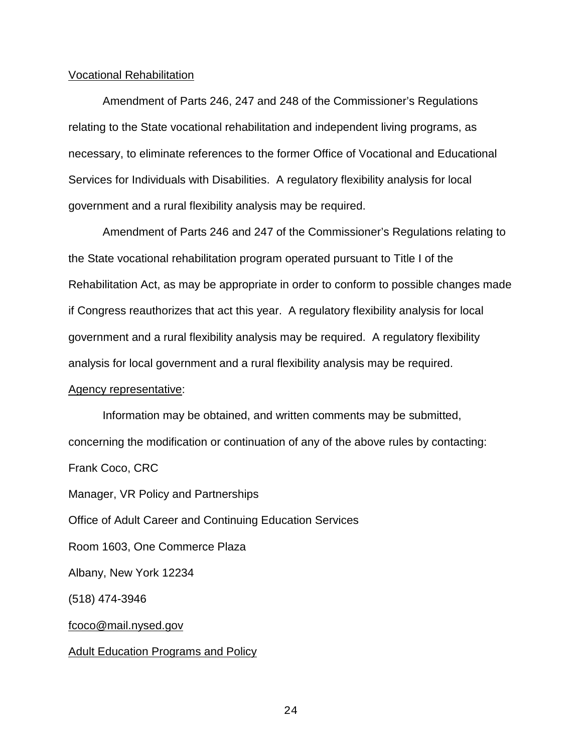Vocational Rehabilitation

Amendment of Parts 246, 247 and 248 of the Commissioner's Regulations relating to the State vocational rehabilitation and independent living programs, as necessary, to eliminate references to the former Office of Vocational and Educational Services for Individuals with Disabilities. A regulatory flexibility analysis for local government and a rural flexibility analysis may be required.

Amendment of Parts 246 and 247 of the Commissioner's Regulations relating to the State vocational rehabilitation program operated pursuant to Title I of the Rehabilitation Act, as may be appropriate in order to conform to possible changes made if Congress reauthorizes that act this year. A regulatory flexibility analysis for local government and a rural flexibility analysis may be required. A regulatory flexibility analysis for local government and a rural flexibility analysis may be required.

Agency representative:

Information may be obtained, and written comments may be submitted, concerning the modification or continuation of any of the above rules by contacting:

Frank Coco, CRC

Manager, VR Policy and Partnerships

Office of Adult Career and Continuing Education Services

Room 1603, One Commerce Plaza

Albany, New York 12234

(518) 474-3946

fcoco@mail.nysed.gov

Adult Education Programs and Policy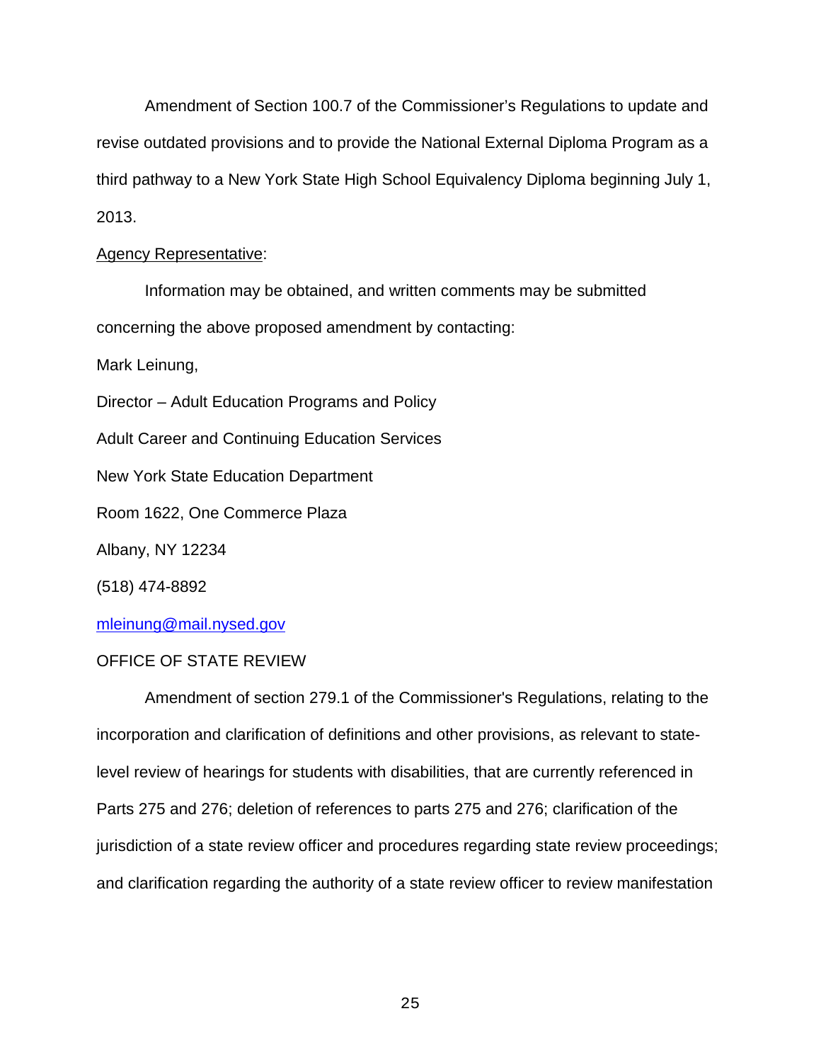Amendment of Section 100.7 of the Commissioner's Regulations to update and revise outdated provisions and to provide the National External Diploma Program as a third pathway to a New York State High School Equivalency Diploma beginning July 1, 2013.

Agency Representative:

Information may be obtained, and written comments may be submitted concerning the above proposed amendment by contacting:

Mark Leinung,

Director – Adult Education Programs and Policy

Adult Career and Continuing Education Services

New York State Education Department

Room 1622, One Commerce Plaza

Albany, NY 12234

(518) 474-8892

mleinung@mail.nysed.gov

OFFICE OF STATE REVIEW

Amendment of section 279.1 of the Commissioner's Regulations, relating to the incorporation and clarification of definitions and other provisions, as relevant to state-level review of hearings for students with disabilities, that are currently referenced in Parts 275 and 276; deletion of references to parts 275 and 276; clarification of the jurisdiction of a state review officer and procedures regarding state review proceedings; and clarification regarding the authority of a state review officer to review manifestation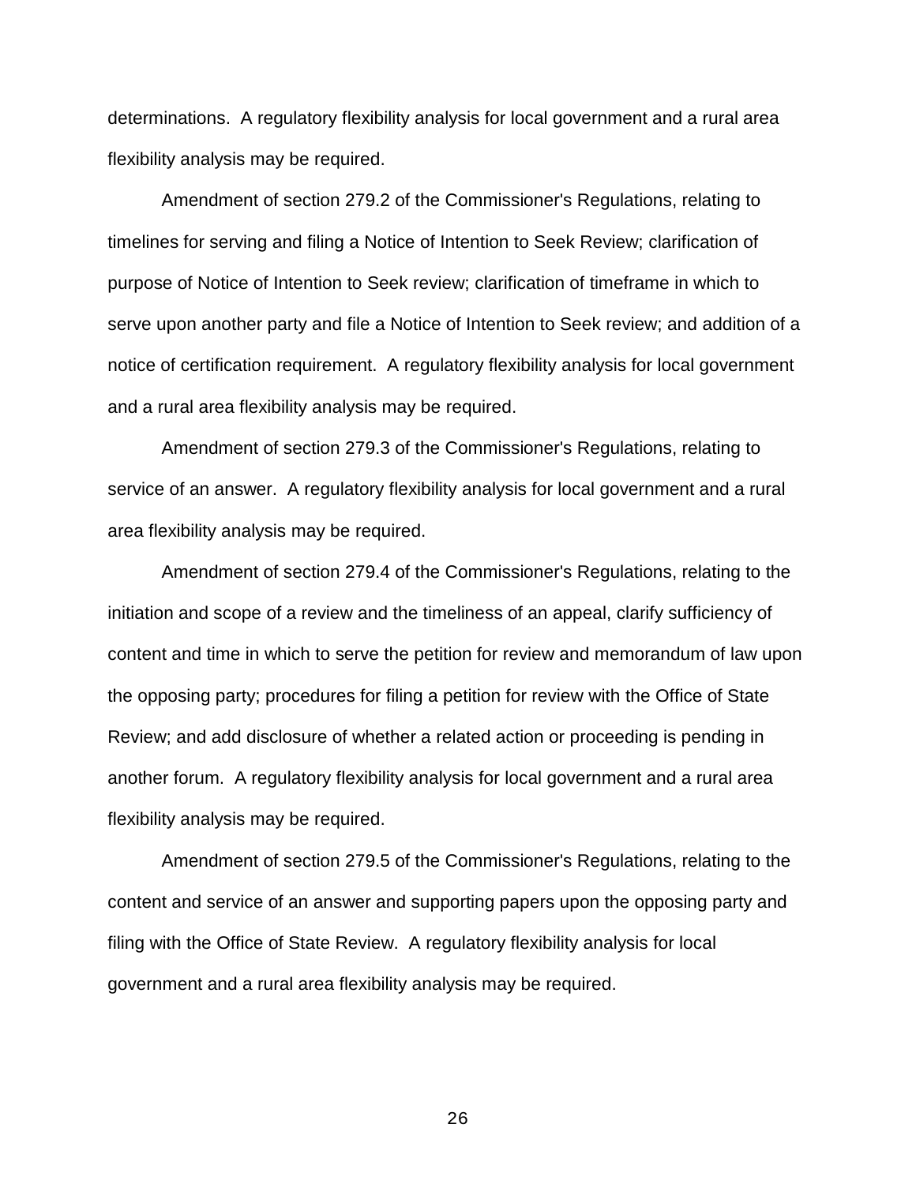determinations. A regulatory flexibility analysis for local government and a rural area flexibility analysis may be required.

Amendment of section 279.2 of the Commissioner's Regulations, relating to timelines for serving and filing a Notice of Intention to Seek Review; clarification of purpose of Notice of Intention to Seek review; clarification of timeframe in which to serve upon another party and file a Notice of Intention to Seek review; and addition of a notice of certification requirement. A regulatory flexibility analysis for local government and a rural area flexibility analysis may be required.

Amendment of section 279.3 of the Commissioner's Regulations, relating to service of an answer. A regulatory flexibility analysis for local government and a rural area flexibility analysis may be required.

Amendment of section 279.4 of the Commissioner's Regulations, relating to the initiation and scope of a review and the timeliness of an appeal, clarify sufficiency of content and time in which to serve the petition for review and memorandum of law upon the opposing party; procedures for filing a petition for review with the Office of State Review; and add disclosure of whether a related action or proceeding is pending in another forum. A regulatory flexibility analysis for local government and a rural area flexibility analysis may be required.

Amendment of section 279.5 of the Commissioner's Regulations, relating to the content and service of an answer and supporting papers upon the opposing party and filing with the Office of State Review. A regulatory flexibility analysis for local government and a rural area flexibility analysis may be required.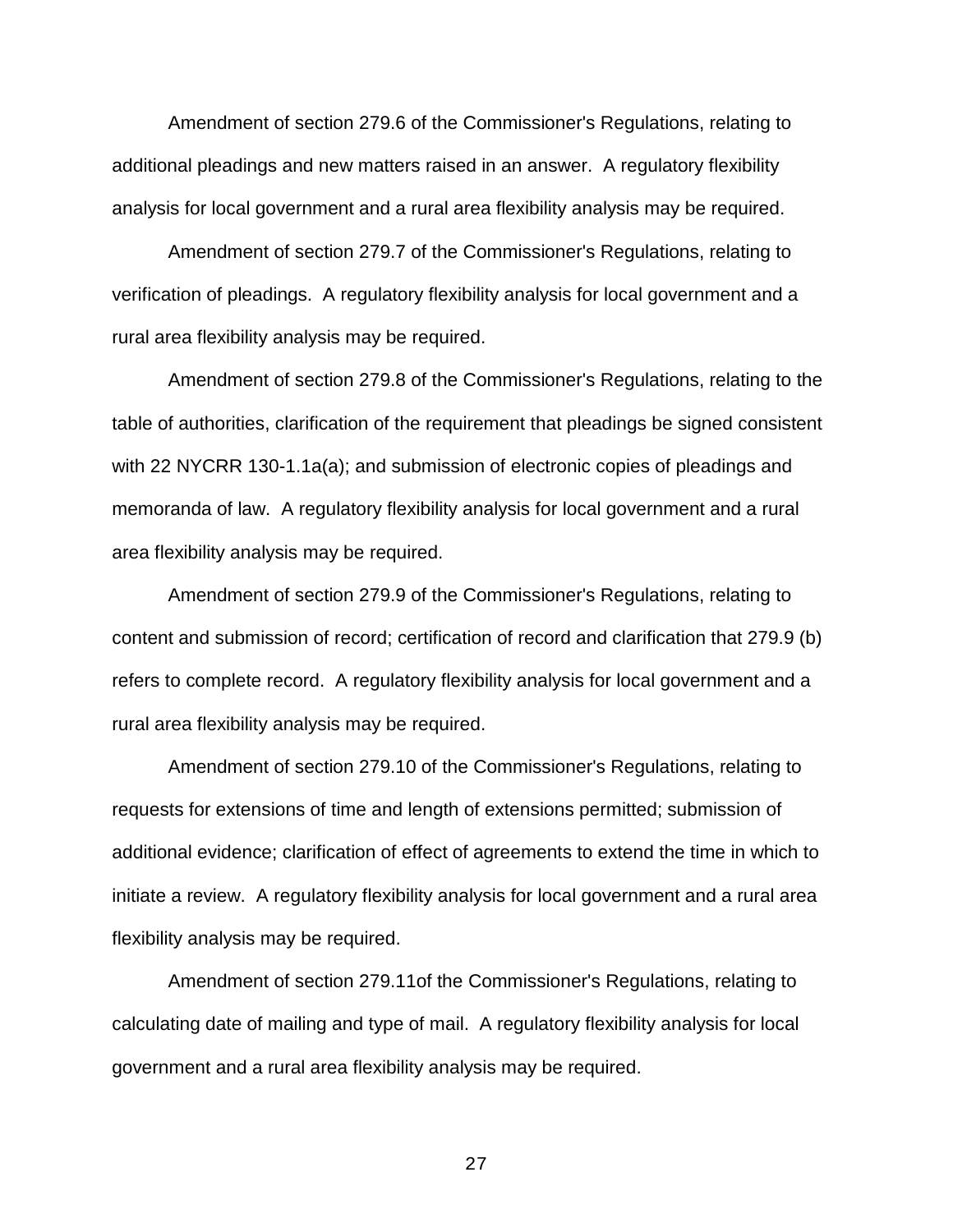Amendment of section 279.6 of the Commissioner's Regulations, relating to additional pleadings and new matters raised in an answer. A regulatory flexibility analysis for local government and a rural area flexibility analysis may be required.

Amendment of section 279.7 of the Commissioner's Regulations, relating to verification of pleadings. A regulatory flexibility analysis for local government and a rural area flexibility analysis may be required.

Amendment of section 279.8 of the Commissioner's Regulations, relating to the table of authorities, clarification of the requirement that pleadings be signed consistent with 22 NYCRR 130-1.1a(a); and submission of electronic copies of pleadings and memoranda of law. A regulatory flexibility analysis for local government and a rural area flexibility analysis may be required.

Amendment of section 279.9 of the Commissioner's Regulations, relating to content and submission of record; certification of record and clarification that 279.9 (b) refers to complete record. A regulatory flexibility analysis for local government and a rural area flexibility analysis may be required.

Amendment of section 279.10 of the Commissioner's Regulations, relating to requests for extensions of time and length of extensions permitted; submission of additional evidence; clarification of effect of agreements to extend the time in which to initiate a review. A regulatory flexibility analysis for local government and a rural area flexibility analysis may be required.

Amendment of section 279.11of the Commissioner's Regulations, relating to calculating date of mailing and type of mail. A regulatory flexibility analysis for local government and a rural area flexibility analysis may be required.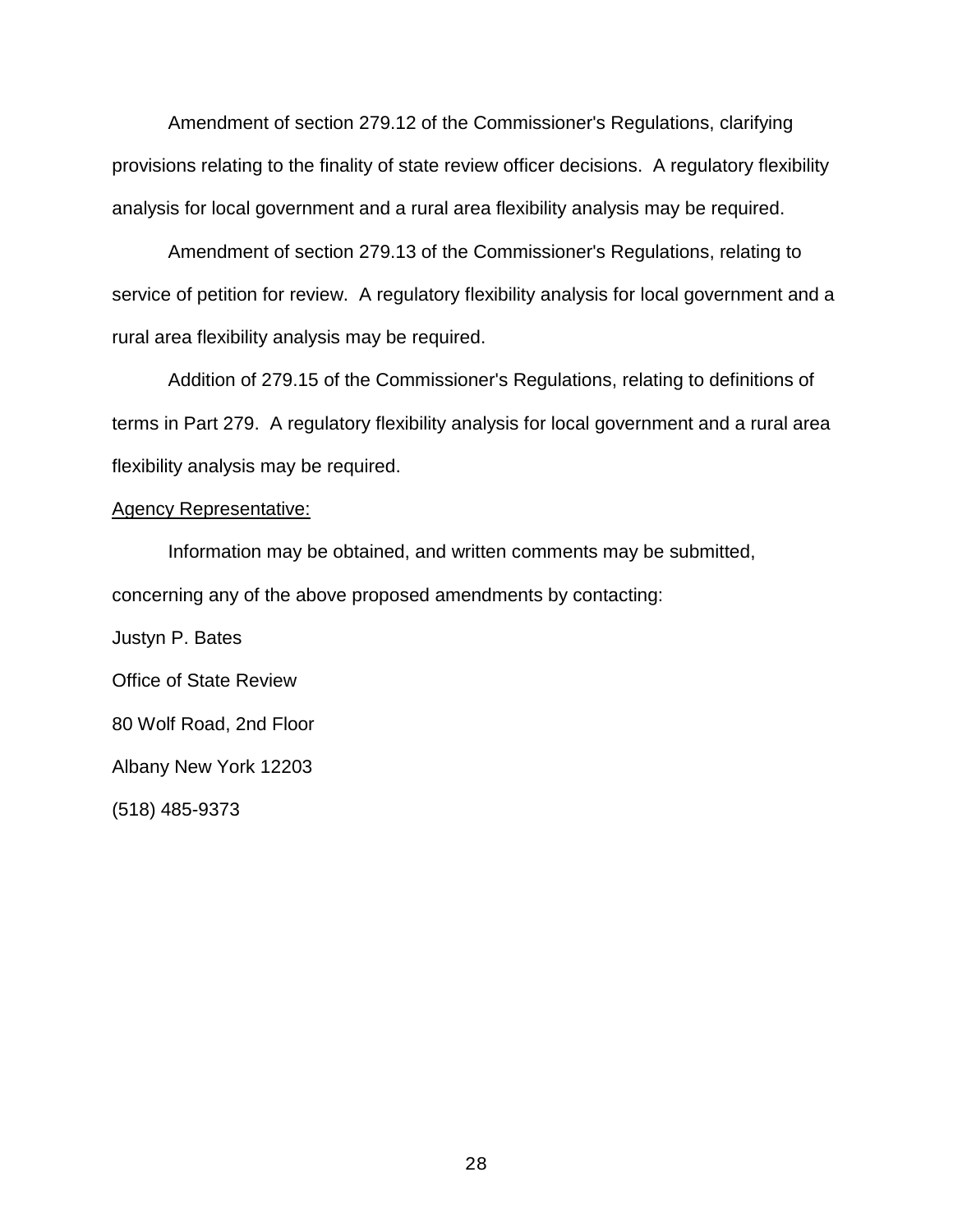Amendment of section 279.12 of the Commissioner's Regulations, clarifying provisions relating to the finality of state review officer decisions. A regulatory flexibility analysis for local government and a rural area flexibility analysis may be required.

Amendment of section 279.13 of the Commissioner's Regulations, relating to service of petition for review. A regulatory flexibility analysis for local government and a rural area flexibility analysis may be required.

Addition of 279.15 of the Commissioner's Regulations, relating to definitions of terms in Part 279. A regulatory flexibility analysis for local government and a rural area flexibility analysis may be required.

<u>Agency Representative:</u>

Information may be obtained, and written comments may be submitted, concerning any of the above proposed amendments by contacting:

Justyn P. Bates

Office of State Review

80 Wolf Road, 2nd Floor

Albany New York 12203

(518) 485-9373